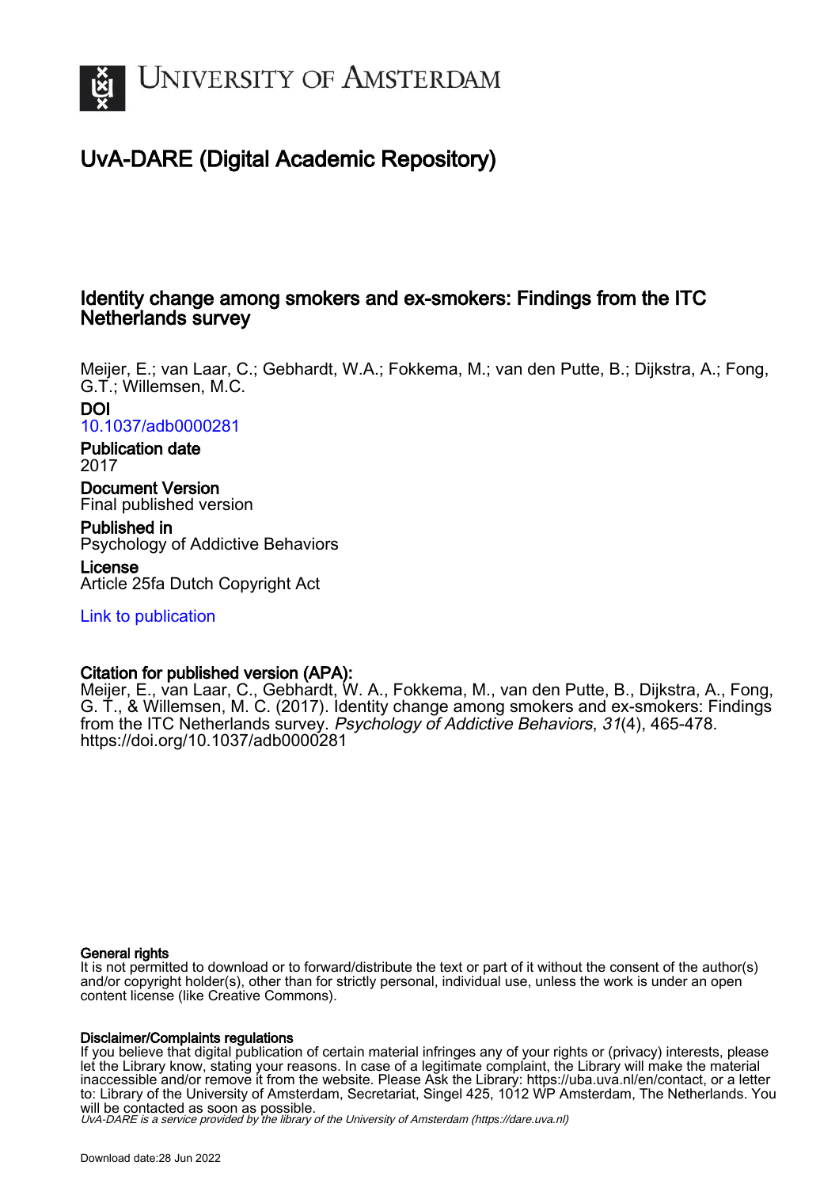# University of Amsterdam

## UvA-DARE (Digital Academic Repository)

### Identity change among smokers and ex-smokers: Findings from the ITC Netherlands survey

Meijer, E.; van Laar, C.; Gebhardt, W.A.; Fokkema, M.; van den Putte, B.; Dijkstra, A.; Fong, G.T.; Willemsen, M.C.

**DOI**
10.1037/adb0000281

**Publication date**
2017

**Document Version**
Final published version

**Published in**
Psychology of Addictive Behaviors

**License**
Article 25fa Dutch Copyright Act

Link to publication

**Citation for published version (APA):**
Meijer, E., van Laar, C., Gebhardt, W. A., Fokkema, M., van den Putte, B., Dijkstra, A., Fong, G. T., & Willemsen, M. C. (2017). Identity change among smokers and ex-smokers: Findings from the ITC Netherlands survey. *Psychology of Addictive Behaviors*, *31*(4), 465-478. https://doi.org/10.1037/adb0000281

**General rights**
It is not permitted to download or to forward/distribute the text or part of it without the consent of the author(s) and/or copyright holder(s), other than for strictly personal, individual use, unless the work is under an open content license (like Creative Commons).

**Disclaimer/Complaints regulations**
If you believe that digital publication of certain material infringes any of your rights or (privacy) interests, please let the Library know, stating your reasons. In case of a legitimate complaint, the Library will make the material inaccessible and/or remove it from the website. Please Ask the Library: https://uba.uva.nl/en/contact, or a letter to: Library of the University of Amsterdam, Secretariat, Singel 425, 1012 WP Amsterdam, The Netherlands. You will be contacted as soon as possible.

*UvA-DARE is a service provided by the library of the University of Amsterdam (https://dare.uva.nl)*

Download date:28 Jun 2022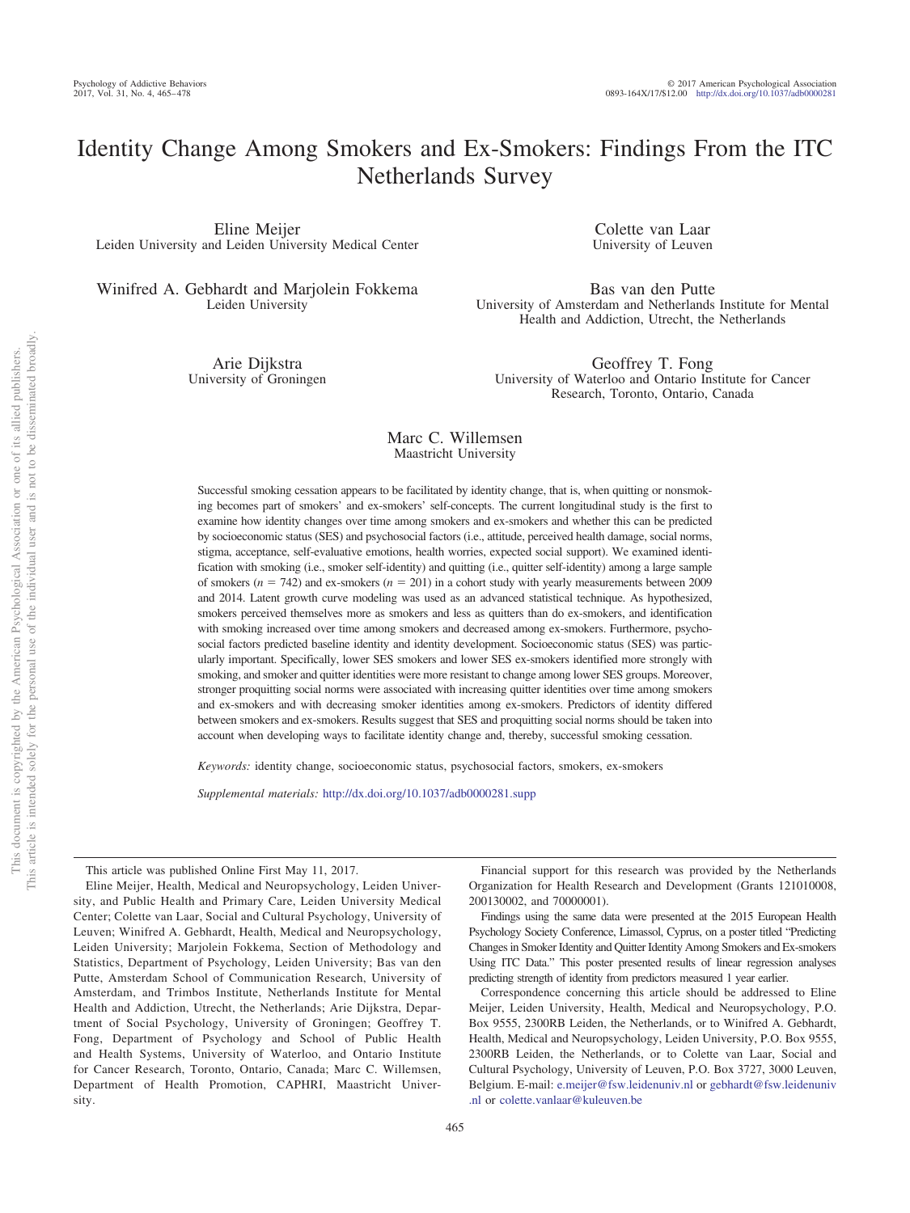# Identity Change Among Smokers and Ex-Smokers: Findings From the ITC Netherlands Survey

Eline Meijer
Leiden University and Leiden University Medical Center

Colette van Laar
University of Leuven

Winifred A. Gebhardt and Marjolein Fokkema
Leiden University

Bas van den Putte
University of Amsterdam and Netherlands Institute for Mental Health and Addiction, Utrecht, the Netherlands

Arie Dijkstra
University of Groningen

Geoffrey T. Fong
University of Waterloo and Ontario Institute for Cancer Research, Toronto, Ontario, Canada

Marc C. Willemsen
Maastricht University

Successful smoking cessation appears to be facilitated by identity change, that is, when quitting or nonsmoking becomes part of smokers' and ex-smokers' self-concepts. The current longitudinal study is the first to examine how identity changes over time among smokers and ex-smokers and whether this can be predicted by socioeconomic status (SES) and psychosocial factors (i.e., attitude, perceived health damage, social norms, stigma, acceptance, self-evaluative emotions, health worries, expected social support). We examined identification with smoking (i.e., smoker self-identity) and quitting (i.e., quitter self-identity) among a large sample of smokers ($n = 742$) and ex-smokers ($n = 201$) in a cohort study with yearly measurements between 2009 and 2014. Latent growth curve modeling was used as an advanced statistical technique. As hypothesized, smokers perceived themselves more as smokers and less as quitters than do ex-smokers, and identification with smoking increased over time among smokers and decreased among ex-smokers. Furthermore, psychosocial factors predicted baseline identity and identity development. Socioeconomic status (SES) was particularly important. Specifically, lower SES smokers and lower SES ex-smokers identified more strongly with smoking, and smoker and quitter identities were more resistant to change among lower SES groups. Moreover, stronger proquitting social norms were associated with increasing quitter identities over time among smokers and ex-smokers and with decreasing smoker identities among ex-smokers. Predictors of identity differed between smokers and ex-smokers. Results suggest that SES and proquitting social norms should be taken into account when developing ways to facilitate identity change and, thereby, successful smoking cessation.

*Keywords:* identity change, socioeconomic status, psychosocial factors, smokers, ex-smokers

*Supplemental materials:* http://dx.doi.org/10.1037/adb0000281.supp

This article was published Online First May 11, 2017.

Eline Meijer, Health, Medical and Neuropsychology, Leiden University, and Public Health and Primary Care, Leiden University Medical Center; Colette van Laar, Social and Cultural Psychology, University of Leuven; Winifred A. Gebhardt, Health, Medical and Neuropsychology, Leiden University; Marjolein Fokkema, Section of Methodology and Statistics, Department of Psychology, Leiden University; Bas van den Putte, Amsterdam School of Communication Research, University of Amsterdam, and Trimbos Institute, Netherlands Institute for Mental Health and Addiction, Utrecht, the Netherlands; Arie Dijkstra, Department of Social Psychology, University of Groningen; Geoffrey T. Fong, Department of Psychology and School of Public Health and Health Systems, University of Waterloo, and Ontario Institute for Cancer Research, Toronto, Ontario, Canada; Marc C. Willemsen, Department of Health Promotion, CAPHRI, Maastricht University.

Financial support for this research was provided by the Netherlands Organization for Health Research and Development (Grants 121010008, 200130002, and 70000001).

Findings using the same data were presented at the 2015 European Health Psychology Society Conference, Limassol, Cyprus, on a poster titled "Predicting Changes in Smoker Identity and Quitter Identity Among Smokers and Ex-smokers Using ITC Data." This poster presented results of linear regression analyses predicting strength of identity from predictors measured 1 year earlier.

Correspondence concerning this article should be addressed to Eline Meijer, Leiden University, Health, Medical and Neuropsychology, P.O. Box 9555, 2300RB Leiden, the Netherlands, or to Winifred A. Gebhardt, Health, Medical and Neuropsychology, Leiden University, P.O. Box 9555, 2300RB Leiden, the Netherlands, or to Colette van Laar, Social and Cultural Psychology, University of Leuven, P.O. Box 3727, 3000 Leuven, Belgium. E-mail: e.meijer@fsw.leidenuniv.nl or gebhardt@fsw.leidenuniv.nl or colette.vanlaar@kuleuven.be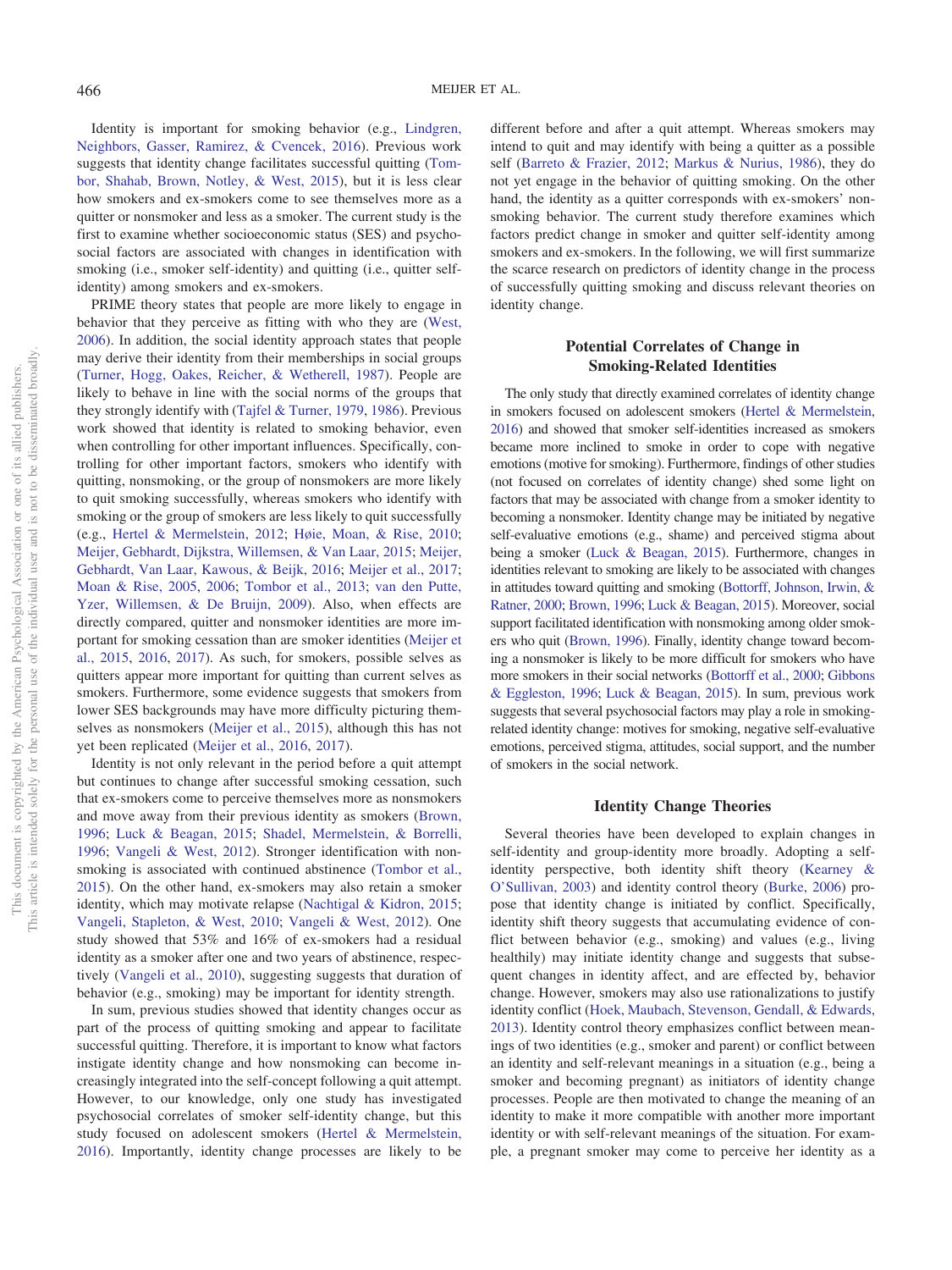Identity is important for smoking behavior (e.g., Lindgren, Neighbors, Gasser, Ramirez, & Cvencek, 2016). Previous work suggests that identity change facilitates successful quitting (Tombor, Shahab, Brown, Notley, & West, 2015), but it is less clear how smokers and ex-smokers come to see themselves more as a quitter or nonsmoker and less as a smoker. The current study is the first to examine whether socioeconomic status (SES) and psychosocial factors are associated with changes in identification with smoking (i.e., smoker self-identity) and quitting (i.e., quitter self-identity) among smokers and ex-smokers.

PRIME theory states that people are more likely to engage in behavior that they perceive as fitting with who they are (West, 2006). In addition, the social identity approach states that people may derive their identity from their memberships in social groups (Turner, Hogg, Oakes, Reicher, & Wetherell, 1987). People are likely to behave in line with the social norms of the groups that they strongly identify with (Tajfel & Turner, 1979, 1986). Previous work showed that identity is related to smoking behavior, even when controlling for other important influences. Specifically, controlling for other important factors, smokers who identify with quitting, nonsmoking, or the group of nonsmokers are more likely to quit smoking successfully, whereas smokers who identify with smoking or the group of smokers are less likely to quit successfully (e.g., Hertel & Mermelstein, 2012; Høie, Moan, & Rise, 2010; Meijer, Gebhardt, Dijkstra, Willemsen, & Van Laar, 2015; Meijer, Gebhardt, Van Laar, Kawous, & Beijk, 2016; Meijer et al., 2017; Moan & Rise, 2005, 2006; Tombor et al., 2013; van den Putte, Yzer, Willemsen, & De Bruijn, 2009). Also, when effects are directly compared, quitter and nonsmoker identities are more important for smoking cessation than are smoker identities (Meijer et al., 2015, 2016, 2017). As such, for smokers, possible selves as quitters appear more important for quitting than current selves as smokers. Furthermore, some evidence suggests that smokers from lower SES backgrounds may have more difficulty picturing themselves as nonsmokers (Meijer et al., 2015), although this has not yet been replicated (Meijer et al., 2016, 2017).

Identity is not only relevant in the period before a quit attempt but continues to change after successful smoking cessation, such that ex-smokers come to perceive themselves more as nonsmokers and move away from their previous identity as smokers (Brown, 1996; Luck & Beagan, 2015; Shadel, Mermelstein, & Borrelli, 1996; Vangeli & West, 2012). Stronger identification with nonsmoking is associated with continued abstinence (Tombor et al., 2015). On the other hand, ex-smokers may also retain a smoker identity, which may motivate relapse (Nachtigal & Kidron, 2015; Vangeli, Stapleton, & West, 2010; Vangeli & West, 2012). One study showed that 53% and 16% of ex-smokers had a residual identity as a smoker after one and two years of abstinence, respectively (Vangeli et al., 2010), suggesting suggests that duration of behavior (e.g., smoking) may be important for identity strength.

In sum, previous studies showed that identity changes occur as part of the process of quitting smoking and appear to facilitate successful quitting. Therefore, it is important to know what factors instigate identity change and how nonsmoking can become increasingly integrated into the self-concept following a quit attempt. However, to our knowledge, only one study has investigated psychosocial correlates of smoker self-identity change, but this study focused on adolescent smokers (Hertel & Mermelstein, 2016). Importantly, identity change processes are likely to be different before and after a quit attempt. Whereas smokers may intend to quit and may identify with being a quitter as a possible self (Barreto & Frazier, 2012; Markus & Nurius, 1986), they do not yet engage in the behavior of quitting smoking. On the other hand, the identity as a quitter corresponds with ex-smokers' nonsmoking behavior. The current study therefore examines which factors predict change in smoker and quitter self-identity among smokers and ex-smokers. In the following, we will first summarize the scarce research on predictors of identity change in the process of successfully quitting smoking and discuss relevant theories on identity change.

## Potential Correlates of Change in Smoking-Related Identities

The only study that directly examined correlates of identity change in smokers focused on adolescent smokers (Hertel & Mermelstein, 2016) and showed that smoker self-identities increased as smokers became more inclined to smoke in order to cope with negative emotions (motive for smoking). Furthermore, findings of other studies (not focused on correlates of identity change) shed some light on factors that may be associated with change from a smoker identity to becoming a nonsmoker. Identity change may be initiated by negative self-evaluative emotions (e.g., shame) and perceived stigma about being a smoker (Luck & Beagan, 2015). Furthermore, changes in identities relevant to smoking are likely to be associated with changes in attitudes toward quitting and smoking (Bottorff, Johnson, Irwin, & Ratner, 2000; Brown, 1996; Luck & Beagan, 2015). Moreover, social support facilitated identification with nonsmoking among older smokers who quit (Brown, 1996). Finally, identity change toward becoming a nonsmoker is likely to be more difficult for smokers who have more smokers in their social networks (Bottorff et al., 2000; Gibbons & Eggleston, 1996; Luck & Beagan, 2015). In sum, previous work suggests that several psychosocial factors may play a role in smoking-related identity change: motives for smoking, negative self-evaluative emotions, perceived stigma, attitudes, social support, and the number of smokers in the social network.

## Identity Change Theories

Several theories have been developed to explain changes in self-identity and group-identity more broadly. Adopting a self-identity perspective, both identity shift theory (Kearney & O'Sullivan, 2003) and identity control theory (Burke, 2006) propose that identity change is initiated by conflict. Specifically, identity shift theory suggests that accumulating evidence of conflict between behavior (e.g., smoking) and values (e.g., living healthily) may initiate identity change and suggests that subsequent changes in identity affect, and are effected by, behavior change. However, smokers may also use rationalizations to justify identity conflict (Hoek, Maubach, Stevenson, Gendall, & Edwards, 2013). Identity control theory emphasizes conflict between meanings of two identities (e.g., smoker and parent) or conflict between an identity and self-relevant meanings in a situation (e.g., being a smoker and becoming pregnant) as initiators of identity change processes. People are then motivated to change the meaning of an identity to make it more compatible with another more important identity or with self-relevant meanings of the situation. For example, a pregnant smoker may come to perceive her identity as a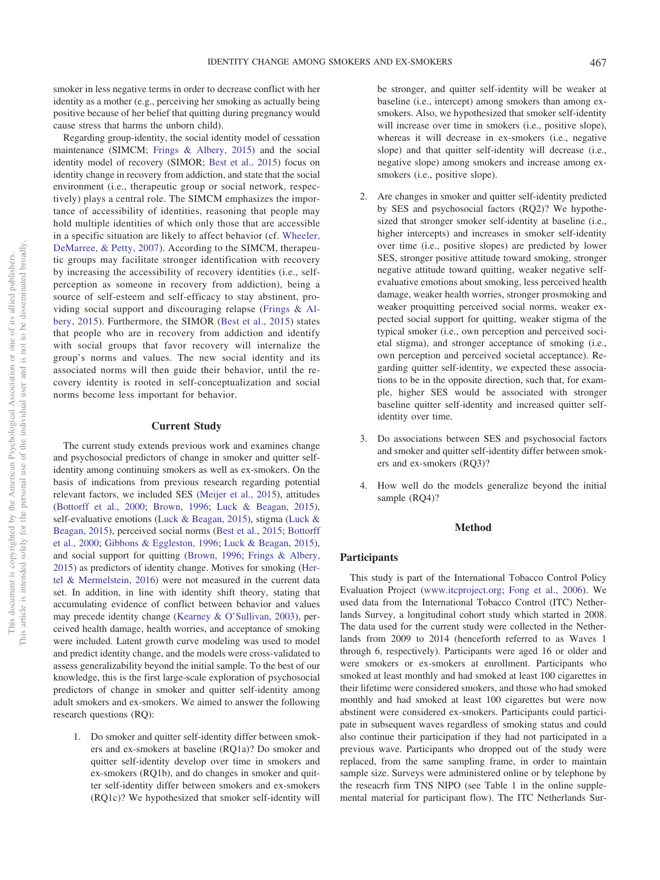smoker in less negative terms in order to decrease conflict with her identity as a mother (e.g., perceiving her smoking as actually being positive because of her belief that quitting during pregnancy would cause stress that harms the unborn child).

Regarding group-identity, the social identity model of cessation maintenance (SIMCM; Frings & Albery, 2015) and the social identity model of recovery (SIMOR; Best et al., 2015) focus on identity change in recovery from addiction, and state that the social environment (i.e., therapeutic group or social network, respectively) plays a central role. The SIMCM emphasizes the importance of accessibility of identities, reasoning that people may hold multiple identities of which only those that are accessible in a specific situation are likely to affect behavior (cf. Wheeler, DeMarree, & Petty, 2007). According to the SIMCM, therapeutic groups may facilitate stronger identification with recovery by increasing the accessibility of recovery identities (i.e., self-perception as someone in recovery from addiction), being a source of self-esteem and self-efficacy to stay abstinent, providing social support and discouraging relapse (Frings & Albery, 2015). Furthermore, the SIMOR (Best et al., 2015) states that people who are in recovery from addiction and identify with social groups that favor recovery will internalize the group's norms and values. The new social identity and its associated norms will then guide their behavior, until the recovery identity is rooted in self-conceptualization and social norms become less important for behavior.

## Current Study

The current study extends previous work and examines change and psychosocial predictors of change in smoker and quitter self-identity among continuing smokers as well as ex-smokers. On the basis of indications from previous research regarding potential relevant factors, we included SES (Meijer et al., 2015), attitudes (Bottorff et al., 2000; Brown, 1996; Luck & Beagan, 2015), self-evaluative emotions (Luck & Beagan, 2015), stigma (Luck & Beagan, 2015), perceived social norms (Best et al., 2015; Bottorff et al., 2000; Gibbons & Eggleston, 1996; Luck & Beagan, 2015), and social support for quitting (Brown, 1996; Frings & Albery, 2015) as predictors of identity change. Motives for smoking (Hertel & Mermelstein, 2016) were not measured in the current data set. In addition, in line with identity shift theory, stating that accumulating evidence of conflict between behavior and values may precede identity change (Kearney & O'Sullivan, 2003), perceived health damage, health worries, and acceptance of smoking were included. Latent growth curve modeling was used to model and predict identity change, and the models were cross-validated to assess generalizability beyond the initial sample. To the best of our knowledge, this is the first large-scale exploration of psychosocial predictors of change in smoker and quitter self-identity among adult smokers and ex-smokers. We aimed to answer the following research questions (RQ):

1. Do smoker and quitter self-identity differ between smokers and ex-smokers at baseline (RQ1a)? Do smoker and quitter self-identity develop over time in smokers and ex-smokers (RQ1b), and do changes in smoker and quitter self-identity differ between smokers and ex-smokers (RQ1c)? We hypothesized that smoker self-identity will be stronger, and quitter self-identity will be weaker at baseline (i.e., intercept) among smokers than among ex-smokers. Also, we hypothesized that smoker self-identity will increase over time in smokers (i.e., positive slope), whereas it will decrease in ex-smokers (i.e., negative slope) and that quitter self-identity will decrease (i.e., negative slope) among smokers and increase among ex-smokers (i.e., positive slope).

2. Are changes in smoker and quitter self-identity predicted by SES and psychosocial factors (RQ2)? We hypothesized that stronger smoker self-identity at baseline (i.e., higher intercepts) and increases in smoker self-identity over time (i.e., positive slopes) are predicted by lower SES, stronger positive attitude toward smoking, stronger negative attitude toward quitting, weaker negative self-evaluative emotions about smoking, less perceived health damage, weaker health worries, stronger prosmoking and weaker proquitting perceived social norms, weaker expected social support for quitting, weaker stigma of the typical smoker (i.e., own perception and perceived societal stigma), and stronger acceptance of smoking (i.e., own perception and perceived societal acceptance). Regarding quitter self-identity, we expected these associations to be in the opposite direction, such that, for example, higher SES would be associated with stronger baseline quitter self-identity and increased quitter self-identity over time.

3. Do associations between SES and psychosocial factors and smoker and quitter self-identity differ between smokers and ex-smokers (RQ3)?

4. How well do the models generalize beyond the initial sample (RQ4)?

## Method

### Participants

This study is part of the International Tobacco Control Policy Evaluation Project (www.itcproject.org; Fong et al., 2006). We used data from the International Tobacco Control (ITC) Netherlands Survey, a longitudinal cohort study which started in 2008. The data used for the current study were collected in the Netherlands from 2009 to 2014 (henceforth referred to as Waves 1 through 6, respectively). Participants were aged 16 or older and were smokers or ex-smokers at enrollment. Participants who smoked at least monthly and had smoked at least 100 cigarettes in their lifetime were considered smokers, and those who had smoked monthly and had smoked at least 100 cigarettes but were now abstinent were considered ex-smokers. Participants could participate in subsequent waves regardless of smoking status and could also continue their participation if they had not participated in a previous wave. Participants who dropped out of the study were replaced, from the same sampling frame, in order to maintain sample size. Surveys were administered online or by telephone by the reseacrh firm TNS NIPO (see Table 1 in the online supplemental material for participant flow). The ITC Netherlands Sur-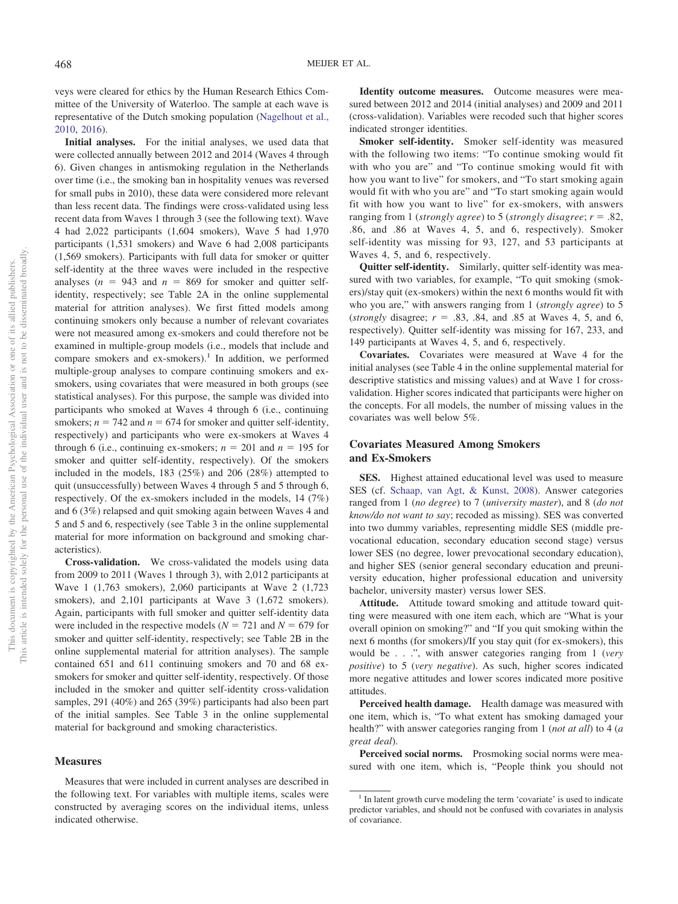veys were cleared for ethics by the Human Research Ethics Committee of the University of Waterloo. The sample at each wave is representative of the Dutch smoking population (Nagelhout et al., 2010, 2016).

**Initial analyses.** For the initial analyses, we used data that were collected annually between 2012 and 2014 (Waves 4 through 6). Given changes in antismoking regulation in the Netherlands over time (i.e., the smoking ban in hospitality venues was reversed for small pubs in 2010), these data were considered more relevant than less recent data. The findings were cross-validated using less recent data from Waves 1 through 3 (see the following text). Wave 4 had 2,022 participants (1,604 smokers), Wave 5 had 1,970 participants (1,531 smokers) and Wave 6 had 2,008 participants (1,569 smokers). Participants with full data for smoker or quitter self-identity at the three waves were included in the respective analyses ($n$ = 943 and $n$ = 869 for smoker and quitter self-identity, respectively; see Table 2A in the online supplemental material for attrition analyses). We first fitted models among continuing smokers only because a number of relevant covariates were not measured among ex-smokers and could therefore not be examined in multiple-group models (i.e., models that include and compare smokers and ex-smokers).[1] In addition, we performed multiple-group analyses to compare continuing smokers and ex-smokers, using covariates that were measured in both groups (see statistical analyses). For this purpose, the sample was divided into participants who smoked at Waves 4 through 6 (i.e., continuing smokers; $n$ = 742 and $n$ = 674 for smoker and quitter self-identity, respectively) and participants who were ex-smokers at Waves 4 through 6 (i.e., continuing ex-smokers; $n$ = 201 and $n$ = 195 for smoker and quitter self-identity, respectively). Of the smokers included in the models, 183 (25%) and 206 (28%) attempted to quit (unsuccessfully) between Waves 4 through 5 and 5 through 6, respectively. Of the ex-smokers included in the models, 14 (7%) and 6 (3%) relapsed and quit smoking again between Waves 4 and 5 and 5 and 6, respectively (see Table 3 in the online supplemental material for more information on background and smoking characteristics).

**Cross-validation.** We cross-validated the models using data from 2009 to 2011 (Waves 1 through 3), with 2,012 participants at Wave 1 (1,763 smokers), 2,060 participants at Wave 2 (1,723 smokers), and 2,101 participants at Wave 3 (1,672 smokers). Again, participants with full smoker and quitter self-identity data were included in the respective models ($N$ = 721 and $N$ = 679 for smoker and quitter self-identity, respectively; see Table 2B in the online supplemental material for attrition analyses). The sample contained 651 and 611 continuing smokers and 70 and 68 ex-smokers for smoker and quitter self-identity, respectively. Of those included in the smoker and quitter self-identity cross-validation samples, 291 (40%) and 265 (39%) participants had also been part of the initial samples. See Table 3 in the online supplemental material for background and smoking characteristics.

## Measures

Measures that were included in current analyses are described in the following text. For variables with multiple items, scales were constructed by averaging scores on the individual items, unless indicated otherwise.

**Identity outcome measures.** Outcome measures were measured between 2012 and 2014 (initial analyses) and 2009 and 2011 (cross-validation). Variables were recoded such that higher scores indicated stronger identities.

**Smoker self-identity.** Smoker self-identity was measured with the following two items: "To continue smoking would fit with who you are" and "To continue smoking would fit with how you want to live" for smokers, and "To start smoking again would fit with who you are" and "To start smoking again would fit with how you want to live" for ex-smokers, with answers ranging from 1 (*strongly agree*) to 5 (*strongly disagree*; $r$ = .82, .86, and .86 at Waves 4, 5, and 6, respectively). Smoker self-identity was missing for 93, 127, and 53 participants at Waves 4, 5, and 6, respectively.

**Quitter self-identity.** Similarly, quitter self-identity was measured with two variables, for example, "To quit smoking (smokers)/stay quit (ex-smokers) within the next 6 months would fit with who you are," with answers ranging from 1 (*strongly agree*) to 5 (*strongly* disagree; $r$ = .83, .84, and .85 at Waves 4, 5, and 6, respectively). Quitter self-identity was missing for 167, 233, and 149 participants at Waves 4, 5, and 6, respectively.

**Covariates.** Covariates were measured at Wave 4 for the initial analyses (see Table 4 in the online supplemental material for descriptive statistics and missing values) and at Wave 1 for cross-validation. Higher scores indicated that participants were higher on the concepts. For all models, the number of missing values in the covariates was well below 5%.

## Covariates Measured Among Smokers and Ex-Smokers

**SES.** Highest attained educational level was used to measure SES (cf. Schaap, van Agt, & Kunst, 2008). Answer categories ranged from 1 (*no degree*) to 7 (*university master*), and 8 (*do not know/do not want to say*; recoded as missing). SES was converted into two dummy variables, representing middle SES (middle prevocational education, secondary education second stage) versus lower SES (no degree, lower prevocational secondary education), and higher SES (senior general secondary education and preuniversity education, higher professional education and university bachelor, university master) versus lower SES.

**Attitude.** Attitude toward smoking and attitude toward quitting were measured with one item each, which are "What is your overall opinion on smoking?" and "If you quit smoking within the next 6 months (for smokers)/If you stay quit (for ex-smokers), this would be . . .", with answer categories ranging from 1 (*very positive*) to 5 (*very negative*). As such, higher scores indicated more negative attitudes and lower scores indicated more positive attitudes.

**Perceived health damage.** Health damage was measured with one item, which is, "To what extent has smoking damaged your health?" with answer categories ranging from 1 (*not at all*) to 4 (*a great deal*).

**Perceived social norms.** Prosmoking social norms were measured with one item, which is, "People think you should not

[1] In latent growth curve modeling the term 'covariate' is used to indicate predictor variables, and should not be confused with covariates in analysis of covariance.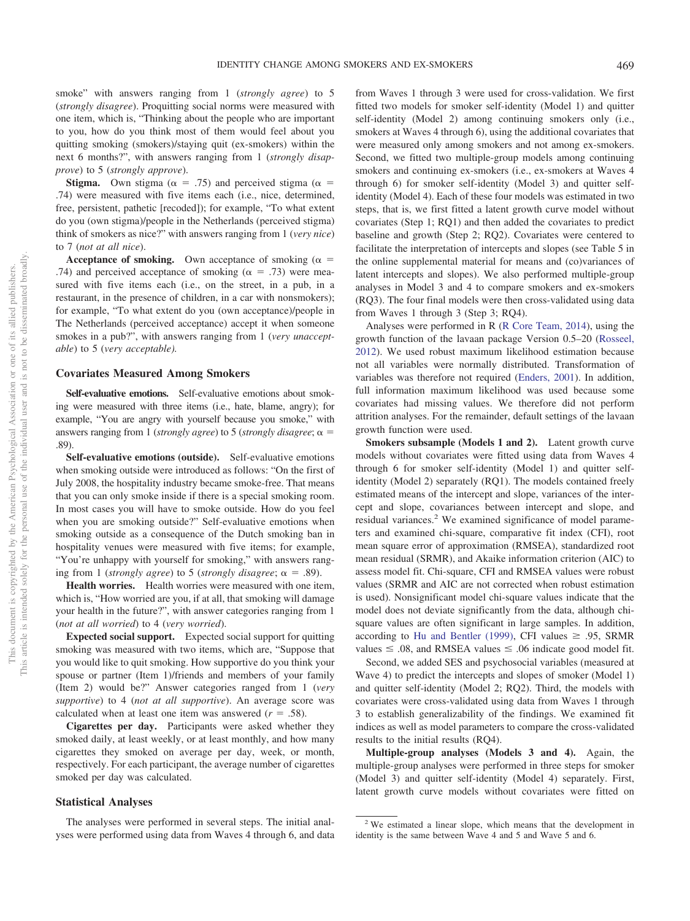smoke" with answers ranging from 1 (*strongly agree*) to 5 (*strongly disagree*). Proquitting social norms were measured with one item, which is, "Thinking about the people who are important to you, how do you think most of them would feel about you quitting smoking (smokers)/staying quit (ex-smokers) within the next 6 months?", with answers ranging from 1 (*strongly disapprove*) to 5 (*strongly approve*).

**Stigma.** Own stigma ($\alpha = .75$) and perceived stigma ($\alpha = .74$) were measured with five items each (i.e., nice, determined, free, persistent, pathetic [recoded]); for example, "To what extent do you (own stigma)/people in the Netherlands (perceived stigma) think of smokers as nice?" with answers ranging from 1 (*very nice*) to 7 (*not at all nice*).

**Acceptance of smoking.** Own acceptance of smoking ($\alpha = .74$) and perceived acceptance of smoking ($\alpha = .73$) were measured with five items each (i.e., on the street, in a pub, in a restaurant, in the presence of children, in a car with nonsmokers); for example, "To what extent do you (own acceptance)/people in The Netherlands (perceived acceptance) accept it when someone smokes in a pub?", with answers ranging from 1 (*very unacceptable*) to 5 (*very acceptable).*

## Covariates Measured Among Smokers

**Self-evaluative emotions.** Self-evaluative emotions about smoking were measured with three items (i.e., hate, blame, angry); for example, "You are angry with yourself because you smoke," with answers ranging from 1 (*strongly agree*) to 5 (*strongly disagree*; $\alpha = .89$).

**Self-evaluative emotions (outside).** Self-evaluative emotions when smoking outside were introduced as follows: "On the first of July 2008, the hospitality industry became smoke-free. That means that you can only smoke inside if there is a special smoking room. In most cases you will have to smoke outside. How do you feel when you are smoking outside?" Self-evaluative emotions when smoking outside as a consequence of the Dutch smoking ban in hospitality venues were measured with five items; for example, "You're unhappy with yourself for smoking," with answers ranging from 1 (*strongly agree*) to 5 (*strongly disagree*; $\alpha = .89$).

**Health worries.** Health worries were measured with one item, which is, "How worried are you, if at all, that smoking will damage your health in the future?", with answer categories ranging from 1 (*not at all worried*) to 4 (*very worried*).

**Expected social support.** Expected social support for quitting smoking was measured with two items, which are, "Suppose that you would like to quit smoking. How supportive do you think your spouse or partner (Item 1)/friends and members of your family (Item 2) would be?" Answer categories ranged from 1 (*very supportive*) to 4 (*not at all supportive*). An average score was calculated when at least one item was answered ($r = .58$).

**Cigarettes per day.** Participants were asked whether they smoked daily, at least weekly, or at least monthly, and how many cigarettes they smoked on average per day, week, or month, respectively. For each participant, the average number of cigarettes smoked per day was calculated.

## Statistical Analyses

The analyses were performed in several steps. The initial analyses were performed using data from Waves 4 through 6, and data from Waves 1 through 3 were used for cross-validation. We first fitted two models for smoker self-identity (Model 1) and quitter self-identity (Model 2) among continuing smokers only (i.e., smokers at Waves 4 through 6), using the additional covariates that were measured only among smokers and not among ex-smokers. Second, we fitted two multiple-group models among continuing smokers and continuing ex-smokers (i.e., ex-smokers at Waves 4 through 6) for smoker self-identity (Model 3) and quitter self-identity (Model 4). Each of these four models was estimated in two steps, that is, we first fitted a latent growth curve model without covariates (Step 1; RQ1) and then added the covariates to predict baseline and growth (Step 2; RQ2). Covariates were centered to facilitate the interpretation of intercepts and slopes (see Table 5 in the online supplemental material for means and (co)variances of latent intercepts and slopes). We also performed multiple-group analyses in Model 3 and 4 to compare smokers and ex-smokers (RQ3). The four final models were then cross-validated using data from Waves 1 through 3 (Step 3; RQ4).

Analyses were performed in R (R Core Team, 2014), using the growth function of the lavaan package Version 0.5–20 (Rosseel, 2012). We used robust maximum likelihood estimation because not all variables were normally distributed. Transformation of variables was therefore not required (Enders, 2001). In addition, full information maximum likelihood was used because some covariates had missing values. We therefore did not perform attrition analyses. For the remainder, default settings of the lavaan growth function were used.

**Smokers subsample (Models 1 and 2).** Latent growth curve models without covariates were fitted using data from Waves 4 through 6 for smoker self-identity (Model 1) and quitter self-identity (Model 2) separately (RQ1). The models contained freely estimated means of the intercept and slope, variances of the intercept and slope, covariances between intercept and slope, and residual variances.[2] We examined significance of model parameters and examined chi-square, comparative fit index (CFI), root mean square error of approximation (RMSEA), standardized root mean residual (SRMR), and Akaike information criterion (AIC) to assess model fit. Chi-square, CFI and RMSEA values were robust values (SRMR and AIC are not corrected when robust estimation is used). Nonsignificant model chi-square values indicate that the model does not deviate significantly from the data, although chi-square values are often significant in large samples. In addition, according to Hu and Bentler (1999), CFI values $\geq .95$, SRMR values $\leq .08$, and RMSEA values $\leq .06$ indicate good model fit.

Second, we added SES and psychosocial variables (measured at Wave 4) to predict the intercepts and slopes of smoker (Model 1) and quitter self-identity (Model 2; RQ2). Third, the models with covariates were cross-validated using data from Waves 1 through 3 to establish generalizability of the findings. We examined fit indices as well as model parameters to compare the cross-validated results to the initial results (RQ4).

**Multiple-group analyses (Models 3 and 4).** Again, the multiple-group analyses were performed in three steps for smoker (Model 3) and quitter self-identity (Model 4) separately. First, latent growth curve models without covariates were fitted on

[2] We estimated a linear slope, which means that the development in identity is the same between Wave 4 and 5 and Wave 5 and 6.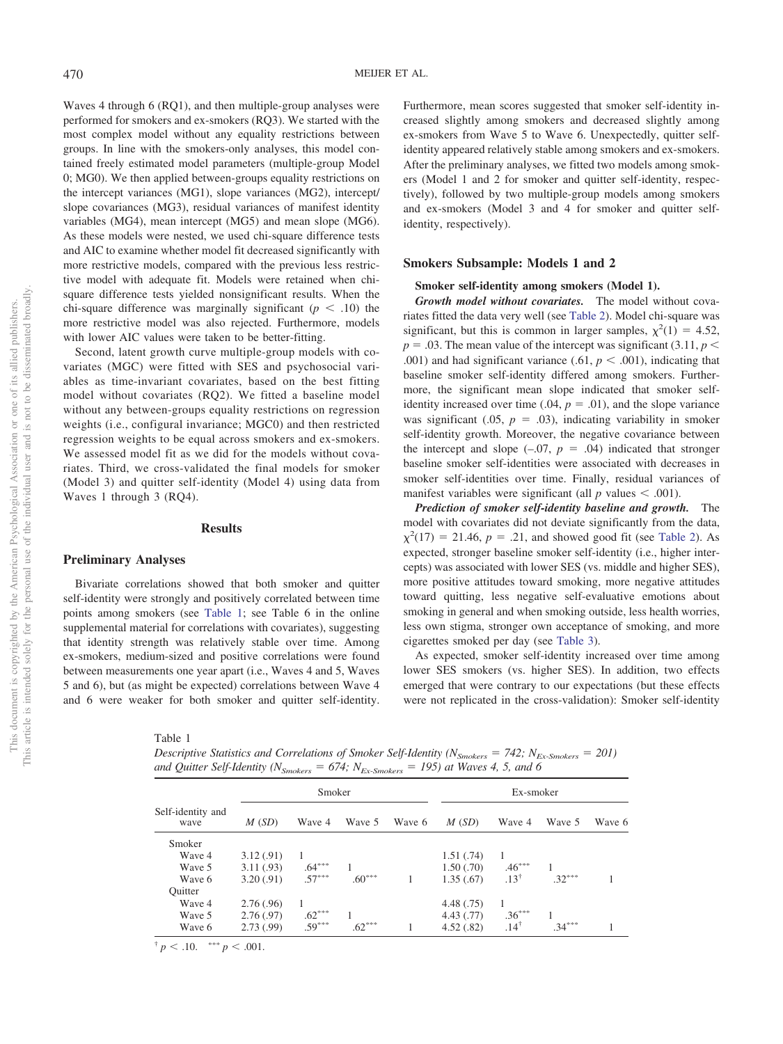Waves 4 through 6 (RQ1), and then multiple-group analyses were performed for smokers and ex-smokers (RQ3). We started with the most complex model without any equality restrictions between groups. In line with the smokers-only analyses, this model contained freely estimated model parameters (multiple-group Model 0; MG0). We then applied between-groups equality restrictions on the intercept variances (MG1), slope variances (MG2), intercept/slope covariances (MG3), residual variances of manifest identity variables (MG4), mean intercept (MG5) and mean slope (MG6). As these models were nested, we used chi-square difference tests and AIC to examine whether model fit decreased significantly with more restrictive models, compared with the previous less restrictive model with adequate fit. Models were retained when chi-square difference tests yielded nonsignificant results. When the chi-square difference was marginally significant ($p < .10$) the more restrictive model was also rejected. Furthermore, models with lower AIC values were taken to be better-fitting.

Second, latent growth curve multiple-group models with covariates (MGC) were fitted with SES and psychosocial variables as time-invariant covariates, based on the best fitting model without covariates (RQ2). We fitted a baseline model without any between-groups equality restrictions on regression weights (i.e., configural invariance; MGC0) and then restricted regression weights to be equal across smokers and ex-smokers. We assessed model fit as we did for the models without covariates. Third, we cross-validated the final models for smoker (Model 3) and quitter self-identity (Model 4) using data from Waves 1 through 3 (RQ4).

## Results

### Preliminary Analyses

Bivariate correlations showed that both smoker and quitter self-identity were strongly and positively correlated between time points among smokers (see Table 1; see Table 6 in the online supplemental material for correlations with covariates), suggesting that identity strength was relatively stable over time. Among ex-smokers, medium-sized and positive correlations were found between measurements one year apart (i.e., Waves 4 and 5, Waves 5 and 6), but (as might be expected) correlations between Wave 4 and 6 were weaker for both smoker and quitter self-identity. Furthermore, mean scores suggested that smoker self-identity increased slightly among smokers and decreased slightly among ex-smokers from Wave 5 to Wave 6. Unexpectedly, quitter self-identity appeared relatively stable among smokers and ex-smokers. After the preliminary analyses, we fitted two models among smokers (Model 1 and 2 for smoker and quitter self-identity, respectively), followed by two multiple-group models among smokers and ex-smokers (Model 3 and 4 for smoker and quitter self-identity, respectively).

### Smokers Subsample: Models 1 and 2

#### Smoker self-identity among smokers (Model 1).

***Growth model without covariates.*** The model without covariates fitted the data very well (see Table 2). Model chi-square was significant, but this is common in larger samples, $\chi^2(1) = 4.52$, $p = .03$. The mean value of the intercept was significant ($3.11$, $p < .001$) and had significant variance ($.61$, $p < .001$), indicating that baseline smoker self-identity differed among smokers. Furthermore, the significant mean slope indicated that smoker self-identity increased over time ($.04$, $p = .01$), and the slope variance was significant ($.05$, $p = .03$), indicating variability in smoker self-identity growth. Moreover, the negative covariance between the intercept and slope ($-.07$, $p = .04$) indicated that stronger baseline smoker self-identities were associated with decreases in smoker self-identities over time. Finally, residual variances of manifest variables were significant (all $p$ values $< .001$).

***Prediction of smoker self-identity baseline and growth.*** The model with covariates did not deviate significantly from the data, $\chi^2(17) = 21.46$, $p = .21$, and showed good fit (see Table 2). As expected, stronger baseline smoker self-identity (i.e., higher intercepts) was associated with lower SES (vs. middle and higher SES), more positive attitudes toward smoking, more negative attitudes toward quitting, less negative self-evaluative emotions about smoking in general and when smoking outside, less health worries, less own stigma, stronger own acceptance of smoking, and more cigarettes smoked per day (see Table 3).

As expected, smoker self-identity increased over time among lower SES smokers (vs. higher SES). In addition, two effects emerged that were contrary to our expectations (but these effects were not replicated in the cross-validation): Smoker self-identity

Table 1
*Descriptive Statistics and Correlations of Smoker Self-Identity ($N_{Smokers} = 742$; $N_{Ex\text{-}Smokers} = 201$) and Quitter Self-Identity ($N_{Smokers} = 674$; $N_{Ex\text{-}Smokers} = 195$) at Waves 4, 5, and 6*

| Self-identity and wave | Smoker | | | | Ex-smoker | | | |
|---|---|---|---|---|---|---|---|---|
| | *M* (*SD*) | Wave 4 | Wave 5 | Wave 6 | *M* (*SD*) | Wave 4 | Wave 5 | Wave 6 |
| Smoker | | | | | | | | |
| Wave 4 | 3.12 (.91) | 1 | | | 1.51 (.74) | 1 | | |
| Wave 5 | 3.11 (.93) | .64*** | 1 | | 1.50 (.70) | .46*** | 1 | |
| Wave 6 | 3.20 (.91) | .57*** | .60*** | 1 | 1.35 (.67) | .13† | .32*** | 1 |
| Quitter | | | | | | | | |
| Wave 4 | 2.76 (.96) | 1 | | | 4.48 (.75) | 1 | | |
| Wave 5 | 2.76 (.97) | .62*** | 1 | | 4.43 (.77) | .36*** | 1 | |
| Wave 6 | 2.73 (.99) | .59*** | .62*** | 1 | 4.52 (.82) | .14† | .34*** | 1 |

† $p < .10$. *** $p < .001$.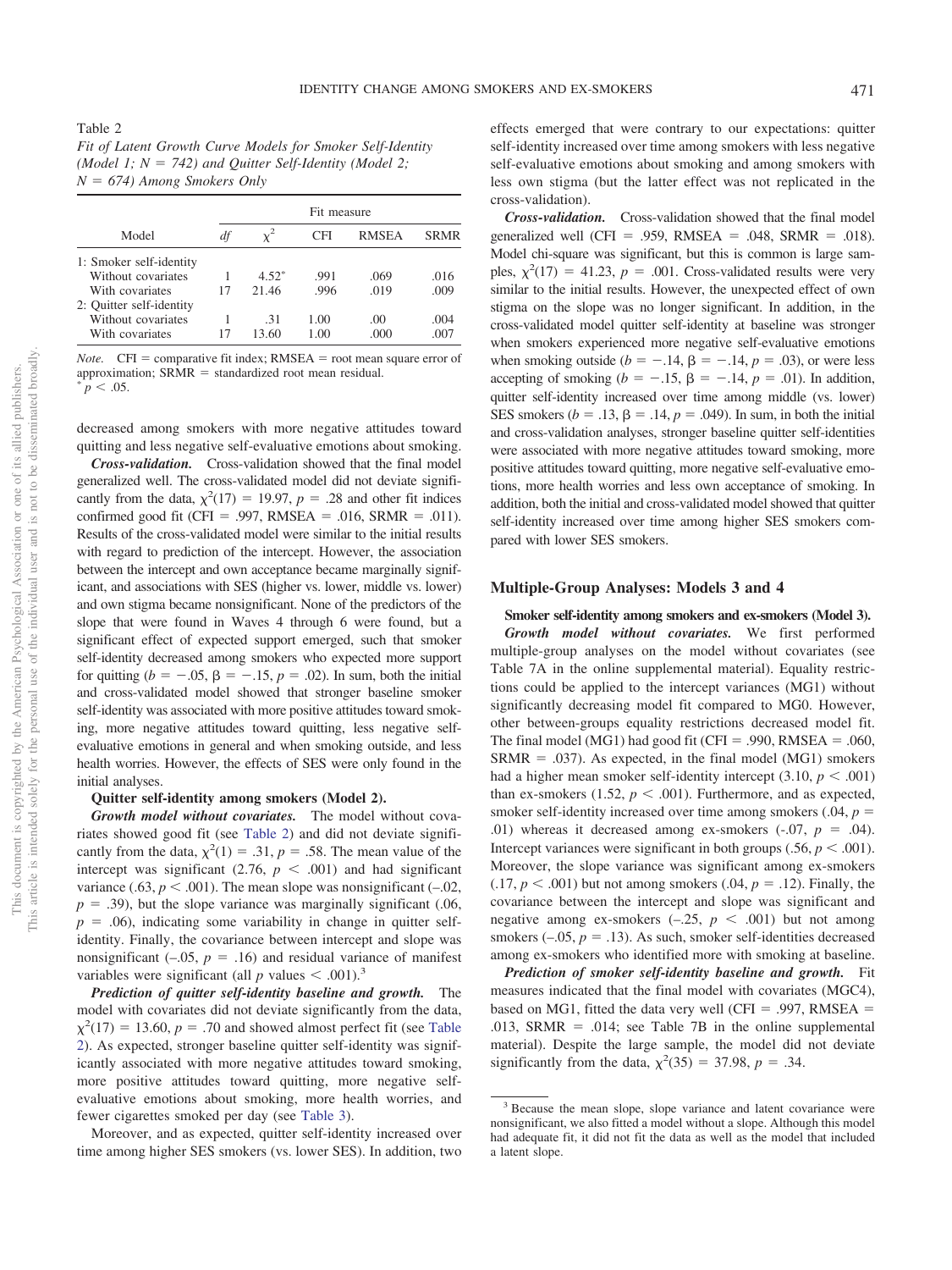Table 2
*Fit of Latent Growth Curve Models for Smoker Self-Identity (Model 1; N = 742) and Quitter Self-Identity (Model 2; N = 674) Among Smokers Only*

| Model | Fit measure | | | | |
|---|---|---|---|---|---|
| | $df$ | $\chi^2$ | CFI | RMSEA | SRMR |
| 1: Smoker self-identity | | | | | |
| Without covariates | 1 | 4.52* | .991 | .069 | .016 |
| With covariates | 17 | 21.46 | .996 | .019 | .009 |
| 2: Quitter self-identity | | | | | |
| Without covariates | 1 | .31 | 1.00 | .00 | .004 |
| With covariates | 17 | 13.60 | 1.00 | .000 | .007 |

*Note.* CFI = comparative fit index; RMSEA = root mean square error of approximation; SRMR = standardized root mean residual.
* $p < .05$.

decreased among smokers with more negative attitudes toward quitting and less negative self-evaluative emotions about smoking.

***Cross-validation.*** Cross-validation showed that the final model generalized well. The cross-validated model did not deviate significantly from the data, $\chi^2(17) = 19.97$, $p = .28$ and other fit indices confirmed good fit (CFI = .997, RMSEA = .016, SRMR = .011). Results of the cross-validated model were similar to the initial results with regard to prediction of the intercept. However, the association between the intercept and own acceptance became marginally significant, and associations with SES (higher vs. lower, middle vs. lower) and own stigma became nonsignificant. None of the predictors of the slope that were found in Waves 4 through 6 were found, but a significant effect of expected support emerged, such that smoker self-identity decreased among smokers who expected more support for quitting ($b = -.05$, $\beta = -.15$, $p = .02$). In sum, both the initial and cross-validated model showed that stronger baseline smoker self-identity was associated with more positive attitudes toward smoking, more negative attitudes toward quitting, less negative self-evaluative emotions in general and when smoking outside, and less health worries. However, the effects of SES were only found in the initial analyses.

**Quitter self-identity among smokers (Model 2).**

***Growth model without covariates.*** The model without covariates showed good fit (see Table 2) and did not deviate significantly from the data, $\chi^2(1) = .31$, $p = .58$. The mean value of the intercept was significant (2.76, $p < .001$) and had significant variance (.63, $p < .001$). The mean slope was nonsignificant (–.02, $p = .39$), but the slope variance was marginally significant (.06, $p = .06$), indicating some variability in change in quitter self-identity. Finally, the covariance between intercept and slope was nonsignificant (–.05, $p = .16$) and residual variance of manifest variables were significant (all $p$ values $< .001$).[3]

***Prediction of quitter self-identity baseline and growth.*** The model with covariates did not deviate significantly from the data, $\chi^2(17) = 13.60$, $p = .70$ and showed almost perfect fit (see Table 2). As expected, stronger baseline quitter self-identity was significantly associated with more negative attitudes toward smoking, more positive attitudes toward quitting, more negative self-evaluative emotions about smoking, more health worries, and fewer cigarettes smoked per day (see Table 3).

Moreover, and as expected, quitter self-identity increased over time among higher SES smokers (vs. lower SES). In addition, two effects emerged that were contrary to our expectations: quitter self-identity increased over time among smokers with less negative self-evaluative emotions about smoking and among smokers with less own stigma (but the latter effect was not replicated in the cross-validation).

***Cross-validation.*** Cross-validation showed that the final model generalized well (CFI = .959, RMSEA = .048, SRMR = .018). Model chi-square was significant, but this is common is large samples, $\chi^2(17) = 41.23$, $p = .001$. Cross-validated results were very similar to the initial results. However, the unexpected effect of own stigma on the slope was no longer significant. In addition, in the cross-validated model quitter self-identity at baseline was stronger when smokers experienced more negative self-evaluative emotions when smoking outside ($b = -.14$, $\beta = -.14$, $p = .03$), or were less accepting of smoking ($b = -.15$, $\beta = -.14$, $p = .01$). In addition, quitter self-identity increased over time among middle (vs. lower) SES smokers ($b = .13$, $\beta = .14$, $p = .049$). In sum, in both the initial and cross-validation analyses, stronger baseline quitter self-identities were associated with more negative attitudes toward smoking, more positive attitudes toward quitting, more negative self-evaluative emotions, more health worries and less own acceptance of smoking. In addition, both the initial and cross-validated model showed that quitter self-identity increased over time among higher SES smokers compared with lower SES smokers.

## Multiple-Group Analyses: Models 3 and 4

**Smoker self-identity among smokers and ex-smokers (Model 3).**

***Growth model without covariates.*** We first performed multiple-group analyses on the model without covariates (see Table 7A in the online supplemental material). Equality restrictions could be applied to the intercept variances (MG1) without significantly decreasing model fit compared to MG0. However, other between-groups equality restrictions decreased model fit. The final model (MG1) had good fit (CFI = .990, RMSEA = .060, SRMR = .037). As expected, in the final model (MG1) smokers had a higher mean smoker self-identity intercept (3.10, $p < .001$) than ex-smokers (1.52, $p < .001$). Furthermore, and as expected, smoker self-identity increased over time among smokers (.04, $p = .01$) whereas it decreased among ex-smokers (-.07, $p = .04$). Intercept variances were significant in both groups (.56, $p < .001$). Moreover, the slope variance was significant among ex-smokers (.17, $p < .001$) but not among smokers (.04, $p = .12$). Finally, the covariance between the intercept and slope was significant and negative among ex-smokers (–.25, $p < .001$) but not among smokers (–.05, $p = .13$). As such, smoker self-identities decreased among ex-smokers who identified more with smoking at baseline.

***Prediction of smoker self-identity baseline and growth.*** Fit measures indicated that the final model with covariates (MGC4), based on MG1, fitted the data very well (CFI = .997, RMSEA = .013, SRMR = .014; see Table 7B in the online supplemental material). Despite the large sample, the model did not deviate significantly from the data, $\chi^2(35) = 37.98$, $p = .34$.

[3] Because the mean slope, slope variance and latent covariance were nonsignificant, we also fitted a model without a slope. Although this model had adequate fit, it did not fit the data as well as the model that included a latent slope.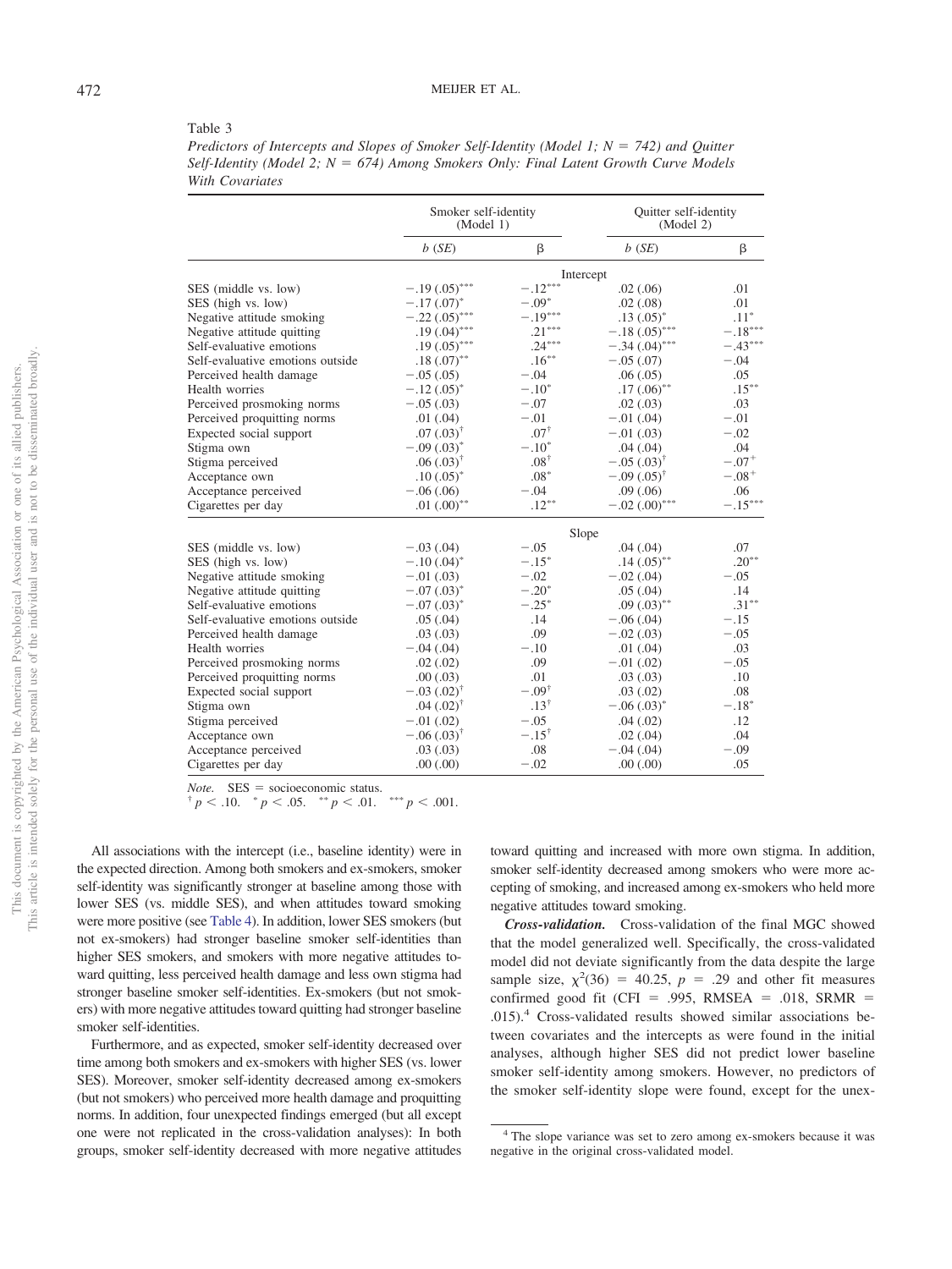Table 3

*Predictors of Intercepts and Slopes of Smoker Self-Identity (Model 1; N = 742) and Quitter Self-Identity (Model 2; N = 674) Among Smokers Only: Final Latent Growth Curve Models With Covariates*

| | Smoker self-identity (Model 1) | | Quitter self-identity (Model 2) | |
|---|---|---|---|---|
| | *b* (*SE*) | β | *b* (*SE*) | β |
| | | Intercept | | |
| SES (middle vs. low) | −.19 (.05)*** | −.12*** | .02 (.06) | .01 |
| SES (high vs. low) | −.17 (.07)* | −.09* | .02 (.08) | .01 |
| Negative attitude smoking | −.22 (.05)*** | −.19*** | .13 (.05)* | .11* |
| Negative attitude quitting | .19 (.04)*** | .21*** | −.18 (.05)*** | −.18*** |
| Self-evaluative emotions | .19 (.05)*** | .24*** | −.34 (.04)*** | −.43*** |
| Self-evaluative emotions outside | .18 (.07)** | .16** | −.05 (.07) | −.04 |
| Perceived health damage | −.05 (.05) | −.04 | .06 (.05) | .05 |
| Health worries | −.12 (.05)* | −.10* | .17 (.06)** | .15** |
| Perceived prosmoking norms | −.05 (.03) | −.07 | .02 (.03) | .03 |
| Perceived proquitting norms | .01 (.04) | −.01 | −.01 (.04) | −.01 |
| Expected social support | .07 (.03)† | .07† | −.01 (.03) | −.02 |
| Stigma own | −.09 (.03)* | −.10* | .04 (.04) | .04 |
| Stigma perceived | .06 (.03)† | .08† | −.05 (.03)† | −.07† |
| Acceptance own | .10 (.05)* | .08* | −.09 (.05)† | −.08† |
| Acceptance perceived | −.06 (.06) | −.04 | .09 (.06) | .06 |
| Cigarettes per day | .01 (.00)** | .12** | −.02 (.00)*** | −.15*** |
| | | Slope | | |
| SES (middle vs. low) | −.03 (.04) | −.05 | .04 (.04) | .07 |
| SES (high vs. low) | −.10 (.04)* | −.15* | .14 (.05)** | .20** |
| Negative attitude smoking | −.01 (.03) | −.02 | −.02 (.04) | −.05 |
| Negative attitude quitting | −.07 (.03)* | −.20* | .05 (.04) | .14 |
| Self-evaluative emotions | −.07 (.03)* | −.25* | .09 (.03)** | .31** |
| Self-evaluative emotions outside | .05 (.04) | .14 | −.06 (.04) | −.15 |
| Perceived health damage | .03 (.03) | .09 | −.02 (.03) | −.05 |
| Health worries | −.04 (.04) | −.10 | .01 (.04) | .03 |
| Perceived prosmoking norms | .02 (.02) | .09 | −.01 (.02) | −.05 |
| Perceived proquitting norms | .00 (.03) | .01 | .03 (.03) | .10 |
| Expected social support | −.03 (.02)† | −.09† | .03 (.02) | .08 |
| Stigma own | .04 (.02)† | .13† | −.06 (.03)* | −.18* |
| Stigma perceived | −.01 (.02) | −.05 | .04 (.02) | .12 |
| Acceptance own | −.06 (.03)† | −.15† | .02 (.04) | .04 |
| Acceptance perceived | .03 (.03) | .08 | −.04 (.04) | −.09 |
| Cigarettes per day | .00 (.00) | −.02 | .00 (.00) | .05 |

*Note.* SES = socioeconomic status.
† $p < .10$. * $p < .05$. ** $p < .01$. *** $p < .001$.

All associations with the intercept (i.e., baseline identity) were in the expected direction. Among both smokers and ex-smokers, smoker self-identity was significantly stronger at baseline among those with lower SES (vs. middle SES), and when attitudes toward smoking were more positive (see Table 4). In addition, lower SES smokers (but not ex-smokers) had stronger baseline smoker self-identities than higher SES smokers, and smokers with more negative attitudes toward quitting, less perceived health damage and less own stigma had stronger baseline smoker self-identities. Ex-smokers (but not smokers) with more negative attitudes toward quitting had stronger baseline smoker self-identities.

Furthermore, and as expected, smoker self-identity decreased over time among both smokers and ex-smokers with higher SES (vs. lower SES). Moreover, smoker self-identity decreased among ex-smokers (but not smokers) who perceived more health damage and proquitting norms. In addition, four unexpected findings emerged (but all except one were not replicated in the cross-validation analyses): In both groups, smoker self-identity decreased with more negative attitudes toward quitting and increased with more own stigma. In addition, smoker self-identity decreased among smokers who were more accepting of smoking, and increased among ex-smokers who held more negative attitudes toward smoking.

***Cross-validation.*** Cross-validation of the final MGC showed that the model generalized well. Specifically, the cross-validated model did not deviate significantly from the data despite the large sample size, $\chi^2(36) = 40.25$, $p = .29$ and other fit measures confirmed good fit (CFI = .995, RMSEA = .018, SRMR = .015).[4] Cross-validated results showed similar associations between covariates and the intercepts as were found in the initial analyses, although higher SES did not predict lower baseline smoker self-identity among smokers. However, no predictors of the smoker self-identity slope were found, except for the unex-

[4] The slope variance was set to zero among ex-smokers because it was negative in the original cross-validated model.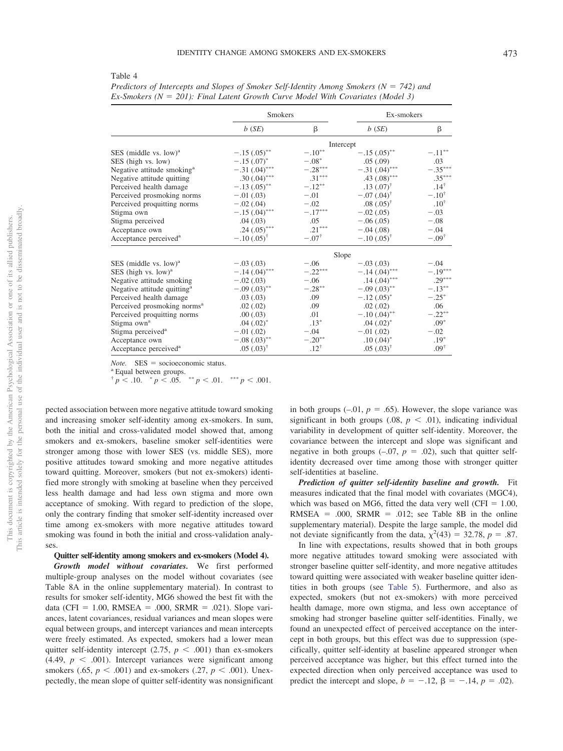Table 4

*Predictors of Intercepts and Slopes of Smoker Self-Identity Among Smokers (N = 742) and Ex-Smokers (N = 201): Final Latent Growth Curve Model With Covariates (Model 3)*

| | Smokers | | Ex-smokers | |
|---|---|---|---|---|
| | *b* (*SE*) | β | *b* (*SE*) | β |
| | | Intercept | | |
| SES (middle vs. low)[a] | −.15 (.05)** | −.10** | −.15 (.05)** | −.11** |
| SES (high vs. low) | −.15 (.07)* | −.08* | .05 (.09) | .03 |
| Negative attitude smoking[a] | −.31 (.04)*** | −.28*** | −.31 (.04)*** | −.35*** |
| Negative attitude quitting | .30 (.04)*** | .31*** | .43 (.08)*** | .35*** |
| Perceived health damage | −.13 (.05)** | −.12** | .13 (.07)† | .14† |
| Perceived prosmoking norms | −.01 (.03) | −.01 | −.07 (.04)† | −.10† |
| Perceived proquitting norms | −.02 (.04) | −.02 | .08 (.05)† | .10† |
| Stigma own | −.15 (.04)*** | −.17*** | −.02 (.05) | −.03 |
| Stigma perceived | .04 (.03) | .05 | −.06 (.05) | −.08 |
| Acceptance own | .24 (.05)*** | .21*** | −.04 (.08) | −.04 |
| Acceptance perceived[a] | −.10 (.05)† | −.07† | −.10 (.05)† | −.09† |
| | | Slope | | |
| SES (middle vs. low)[a] | −.03 (.03) | −.06 | −.03 (.03) | −.04 |
| SES (high vs. low)[a] | −.14 (.04)*** | −.22*** | −.14 (.04)*** | −.19*** |
| Negative attitude smoking | −.02 (.03) | −.06 | .14 (.04)*** | .29*** |
| Negative attitude quitting[a] | −.09 (.03)** | −.28** | −.09 (.03)** | −.13** |
| Perceived health damage | .03 (.03) | .09 | −.12 (.05)* | −.25* |
| Perceived prosmoking norms[a] | .02 (.02) | .09 | .02 (.02) | .06 |
| Perceived proquitting norms | .00 (.03) | .01 | −.10 (.04)** | −.22** |
| Stigma own[a] | .04 (.02)* | .13* | .04 (.02)* | .09* |
| Stigma perceived[a] | −.01 (.02) | −.04 | −.01 (.02) | −.02 |
| Acceptance own | −.08 (.03)** | −.20** | .10 (.04)* | .19* |
| Acceptance perceived[a] | .05 (.03)† | .12† | .05 (.03)† | .09† |

*Note.* SES = socioeconomic status.
[a] Equal between groups.
† $p < .10$. * $p < .05$. ** $p < .01$. *** $p < .001$.

pected association between more negative attitude toward smoking and increasing smoker self-identity among ex-smokers. In sum, both the initial and cross-validated model showed that, among smokers and ex-smokers, baseline smoker self-identities were stronger among those with lower SES (vs. middle SES), more positive attitudes toward smoking and more negative attitudes toward quitting. Moreover, smokers (but not ex-smokers) identified more strongly with smoking at baseline when they perceived less health damage and had less own stigma and more own acceptance of smoking. With regard to prediction of the slope, only the contrary finding that smoker self-identity increased over time among ex-smokers with more negative attitudes toward smoking was found in both the initial and cross-validation analyses.

**Quitter self-identity among smokers and ex-smokers (Model 4).**

***Growth model without covariates.*** We first performed multiple-group analyses on the model without covariates (see Table 8A in the online supplementary material). In contrast to results for smoker self-identity, MG6 showed the best fit with the data (CFI = 1.00, RMSEA = .000, SRMR = .021). Slope variances, latent covariances, residual variances and mean slopes were equal between groups, and intercept variances and mean intercepts were freely estimated. As expected, smokers had a lower mean quitter self-identity intercept (2.75, $p < .001$) than ex-smokers (4.49, $p < .001$). Intercept variances were significant among smokers (.65, $p < .001$) and ex-smokers (.27, $p < .001$). Unexpectedly, the mean slope of quitter self-identity was nonsignificant in both groups (–.01, $p = .65$). However, the slope variance was significant in both groups (.08, $p < .01$), indicating individual variability in development of quitter self-identity. Moreover, the covariance between the intercept and slope was significant and negative in both groups (–.07, $p = .02$), such that quitter self-identity decreased over time among those with stronger quitter self-identities at baseline.

***Prediction of quitter self-identity baseline and growth.*** Fit measures indicated that the final model with covariates (MGC4), which was based on MG6, fitted the data very well (CFI = 1.00, RMSEA = .000, SRMR = .012; see Table 8B in the online supplementary material). Despite the large sample, the model did not deviate significantly from the data, $\chi^2(43) = 32.78$, $p = .87$.

In line with expectations, results showed that in both groups more negative attitudes toward smoking were associated with stronger baseline quitter self-identity, and more negative attitudes toward quitting were associated with weaker baseline quitter identities in both groups (see Table 5). Furthermore, and also as expected, smokers (but not ex-smokers) with more perceived health damage, more own stigma, and less own acceptance of smoking had stronger baseline quitter self-identities. Finally, we found an unexpected effect of perceived acceptance on the intercept in both groups, but this effect was due to suppression (specifically, quitter self-identity at baseline appeared stronger when perceived acceptance was higher, but this effect turned into the expected direction when only perceived acceptance was used to predict the intercept and slope, $b = -.12$, $\beta = -.14$, $p = .02$).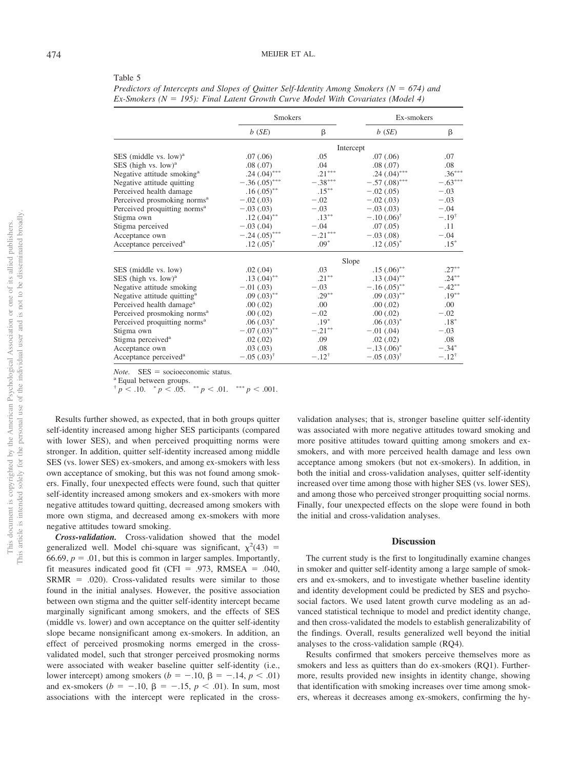Table 5

*Predictors of Intercepts and Slopes of Quitter Self-Identity Among Smokers (N = 674) and Ex-Smokers (N = 195): Final Latent Growth Curve Model With Covariates (Model 4)*

| | Smokers | | Ex-smokers | |
|---|---|---|---|---|
| | *b* (*SE*) | β | *b* (*SE*) | β |
| | | Intercept | | |
| SES (middle vs. low)[a] | .07 (.06) | .05 | .07 (.06) | .07 |
| SES (high vs. low)[a] | .08 (.07) | .04 | .08 (.07) | .08 |
| Negative attitude smoking[a] | .24 (.04)*** | .21*** | .24 (.04)*** | .36*** |
| Negative attitude quitting | −.36 (.05)*** | −.38*** | −.57 (.08)*** | −.63*** |
| Perceived health damage | .16 (.05)** | .15** | −.02 (.05) | −.03 |
| Perceived prosmoking norms[a] | −.02 (.03) | −.02 | −.02 (.03) | −.03 |
| Perceived proquitting norms[a] | −.03 (.03) | −.03 | −.03 (.03) | −.04 |
| Stigma own | .12 (.04)** | .13** | −.10 (.06)[†] | −.19[†] |
| Stigma perceived | −.03 (.04) | −.04 | .07 (.05) | .11 |
| Acceptance own | −.24 (.05)*** | −.21*** | −.03 (.08) | −.04 |
| Acceptance perceived[a] | .12 (.05)* | .09* | .12 (.05)* | .15* |
| | | Slope | | |
| SES (middle vs. low) | .02 (.04) | .03 | .15 (.06)** | .27** |
| SES (high vs. low)[a] | .13 (.04)** | .21** | .13 (.04)** | .24** |
| Negative attitude smoking | −.01 (.03) | −.03 | −.16 (.05)** | −.42** |
| Negative attitude quitting[a] | .09 (.03)** | .29** | .09 (.03)** | .19** |
| Perceived health damage[a] | .00 (.02) | .00 | .00 (.02) | .00 |
| Perceived prosmoking norms[a] | .00 (.02) | −.02 | .00 (.02) | −.02 |
| Perceived proquitting norms[a] | .06 (.03)* | .19* | .06 (.03)* | .18* |
| Stigma own | −.07 (.03)** | −.21** | −.01 (.04) | −.03 |
| Stigma perceived[a] | .02 (.02) | .09 | .02 (.02) | .08 |
| Acceptance own | .03 (.03) | .08 | −.13 (.06)* | −.34* |
| Acceptance perceived[a] | −.05 (.03)[†] | −.12[†] | −.05 (.03)[†] | −.12[†] |

*Note.* SES = socioeconomic status.
[a] Equal between groups.
[†] $p < .10$. * $p < .05$. ** $p < .01$. *** $p < .001$.

Results further showed, as expected, that in both groups quitter self-identity increased among higher SES participants (compared with lower SES), and when perceived proquitting norms were stronger. In addition, quitter self-identity increased among middle SES (vs. lower SES) ex-smokers, and among ex-smokers with less own acceptance of smoking, but this was not found among smokers. Finally, four unexpected effects were found, such that quitter self-identity increased among smokers and ex-smokers with more negative attitudes toward quitting, decreased among smokers with more own stigma, and decreased among ex-smokers with more negative attitudes toward smoking.

***Cross-validation.*** Cross-validation showed that the model generalized well. Model chi-square was significant, $\chi^2(43) = 66.69$, $p = .01$, but this is common in larger samples. Importantly, fit measures indicated good fit (CFI = .973, RMSEA = .040, SRMR = .020). Cross-validated results were similar to those found in the initial analyses. However, the positive association between own stigma and the quitter self-identity intercept became marginally significant among smokers, and the effects of SES (middle vs. lower) and own acceptance on the quitter self-identity slope became nonsignificant among ex-smokers. In addition, an effect of perceived prosmoking norms emerged in the cross-validated model, such that stronger perceived prosmoking norms were associated with weaker baseline quitter self-identity (i.e., lower intercept) among smokers ($b = -.10$, $\beta = -.14$, $p < .01$) and ex-smokers ($b = -.10$, $\beta = -.15$, $p < .01$). In sum, most associations with the intercept were replicated in the cross-validation analyses; that is, stronger baseline quitter self-identity was associated with more negative attitudes toward smoking and more positive attitudes toward quitting among smokers and ex-smokers, and with more perceived health damage and less own acceptance among smokers (but not ex-smokers). In addition, in both the initial and cross-validation analyses, quitter self-identity increased over time among those with higher SES (vs. lower SES), and among those who perceived stronger proquitting social norms. Finally, four unexpected effects on the slope were found in both the initial and cross-validation analyses.

## Discussion

The current study is the first to longitudinally examine changes in smoker and quitter self-identity among a large sample of smokers and ex-smokers, and to investigate whether baseline identity and identity development could be predicted by SES and psychosocial factors. We used latent growth curve modeling as an advanced statistical technique to model and predict identity change, and then cross-validated the models to establish generalizability of the findings. Overall, results generalized well beyond the initial analyses to the cross-validation sample (RQ4).

Results confirmed that smokers perceive themselves more as smokers and less as quitters than do ex-smokers (RQ1). Furthermore, results provided new insights in identity change, showing that identification with smoking increases over time among smokers, whereas it decreases among ex-smokers, confirming the hy-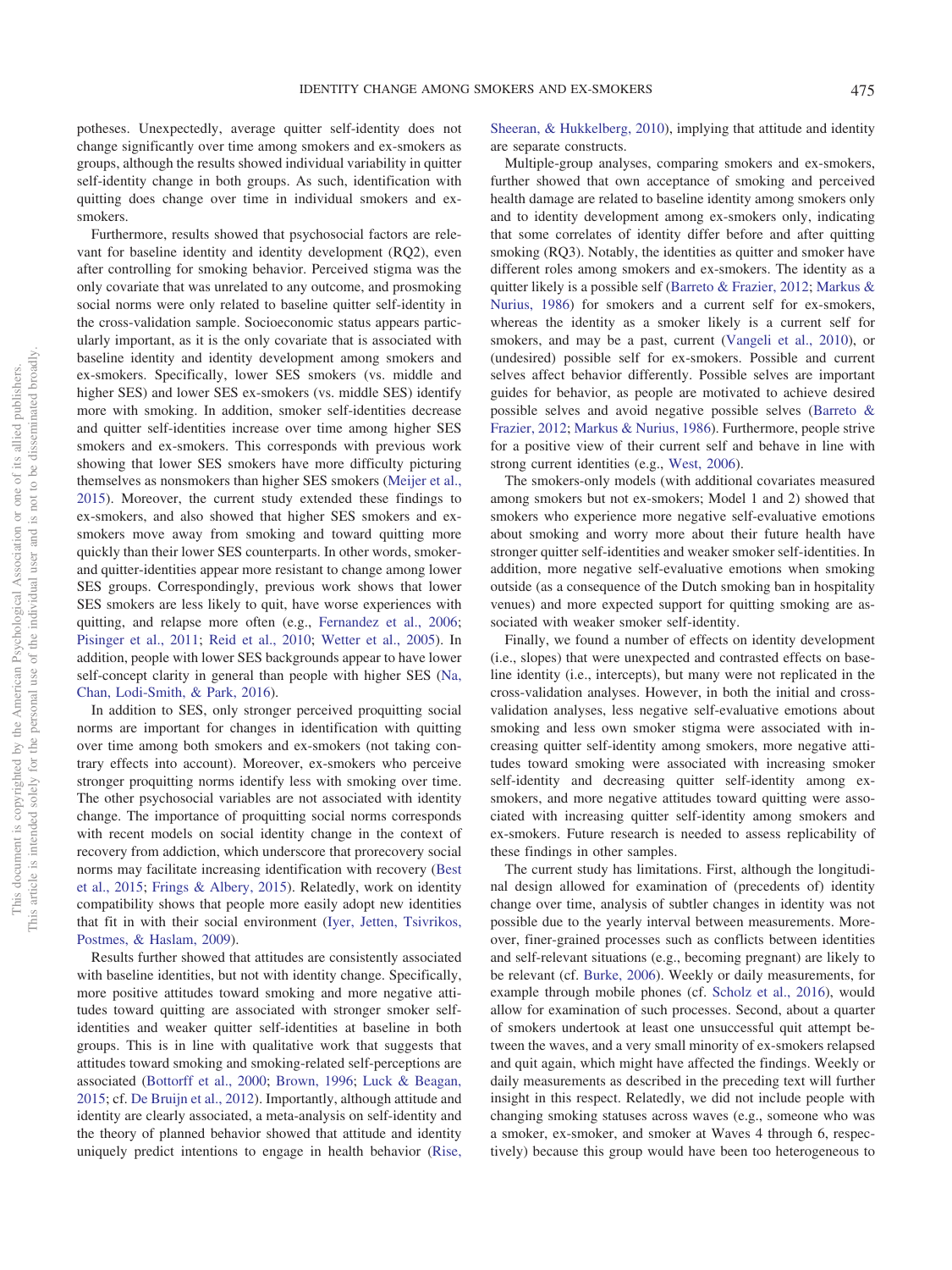potheses. Unexpectedly, average quitter self-identity does not change significantly over time among smokers and ex-smokers as groups, although the results showed individual variability in quitter self-identity change in both groups. As such, identification with quitting does change over time in individual smokers and ex-smokers.

Furthermore, results showed that psychosocial factors are relevant for baseline identity and identity development (RQ2), even after controlling for smoking behavior. Perceived stigma was the only covariate that was unrelated to any outcome, and prosmoking social norms were only related to baseline quitter self-identity in the cross-validation sample. Socioeconomic status appears particularly important, as it is the only covariate that is associated with baseline identity and identity development among smokers and ex-smokers. Specifically, lower SES smokers (vs. middle and higher SES) and lower SES ex-smokers (vs. middle SES) identify more with smoking. In addition, smoker self-identities decrease and quitter self-identities increase over time among higher SES smokers and ex-smokers. This corresponds with previous work showing that lower SES smokers have more difficulty picturing themselves as nonsmokers than higher SES smokers (Meijer et al., 2015). Moreover, the current study extended these findings to ex-smokers, and also showed that higher SES smokers and ex-smokers move away from smoking and toward quitting more quickly than their lower SES counterparts. In other words, smoker- and quitter-identities appear more resistant to change among lower SES groups. Correspondingly, previous work shows that lower SES smokers are less likely to quit, have worse experiences with quitting, and relapse more often (e.g., Fernandez et al., 2006; Pisinger et al., 2011; Reid et al., 2010; Wetter et al., 2005). In addition, people with lower SES backgrounds appear to have lower self-concept clarity in general than people with higher SES (Na, Chan, Lodi-Smith, & Park, 2016).

In addition to SES, only stronger perceived proquitting social norms are important for changes in identification with quitting over time among both smokers and ex-smokers (not taking contrary effects into account). Moreover, ex-smokers who perceive stronger proquitting norms identify less with smoking over time. The other psychosocial variables are not associated with identity change. The importance of proquitting social norms corresponds with recent models on social identity change in the context of recovery from addiction, which underscore that prorecovery social norms may facilitate increasing identification with recovery (Best et al., 2015; Frings & Albery, 2015). Relatedly, work on identity compatibility shows that people more easily adopt new identities that fit in with their social environment (Iyer, Jetten, Tsivrikos, Postmes, & Haslam, 2009).

Results further showed that attitudes are consistently associated with baseline identities, but not with identity change. Specifically, more positive attitudes toward smoking and more negative attitudes toward quitting are associated with stronger smoker self-identities and weaker quitter self-identities at baseline in both groups. This is in line with qualitative work that suggests that attitudes toward smoking and smoking-related self-perceptions are associated (Bottorff et al., 2000; Brown, 1996; Luck & Beagan, 2015; cf. De Bruijn et al., 2012). Importantly, although attitude and identity are clearly associated, a meta-analysis on self-identity and the theory of planned behavior showed that attitude and identity uniquely predict intentions to engage in health behavior (Rise, Sheeran, & Hukkelberg, 2010), implying that attitude and identity are separate constructs.

Multiple-group analyses, comparing smokers and ex-smokers, further showed that own acceptance of smoking and perceived health damage are related to baseline identity among smokers only and to identity development among ex-smokers only, indicating that some correlates of identity differ before and after quitting smoking (RQ3). Notably, the identities as quitter and smoker have different roles among smokers and ex-smokers. The identity as a quitter likely is a possible self (Barreto & Frazier, 2012; Markus & Nurius, 1986) for smokers and a current self for ex-smokers, whereas the identity as a smoker likely is a current self for smokers, and may be a past, current (Vangeli et al., 2010), or (undesired) possible self for ex-smokers. Possible and current selves affect behavior differently. Possible selves are important guides for behavior, as people are motivated to achieve desired possible selves and avoid negative possible selves (Barreto & Frazier, 2012; Markus & Nurius, 1986). Furthermore, people strive for a positive view of their current self and behave in line with strong current identities (e.g., West, 2006).

The smokers-only models (with additional covariates measured among smokers but not ex-smokers; Model 1 and 2) showed that smokers who experience more negative self-evaluative emotions about smoking and worry more about their future health have stronger quitter self-identities and weaker smoker self-identities. In addition, more negative self-evaluative emotions when smoking outside (as a consequence of the Dutch smoking ban in hospitality venues) and more expected support for quitting smoking are associated with weaker smoker self-identity.

Finally, we found a number of effects on identity development (i.e., slopes) that were unexpected and contrasted effects on baseline identity (i.e., intercepts), but many were not replicated in the cross-validation analyses. However, in both the initial and cross-validation analyses, less negative self-evaluative emotions about smoking and less own smoker stigma were associated with increasing quitter self-identity among smokers, more negative attitudes toward smoking were associated with increasing smoker self-identity and decreasing quitter self-identity among ex-smokers, and more negative attitudes toward quitting were associated with increasing quitter self-identity among smokers and ex-smokers. Future research is needed to assess replicability of these findings in other samples.

The current study has limitations. First, although the longitudinal design allowed for examination of (precedents of) identity change over time, analysis of subtler changes in identity was not possible due to the yearly interval between measurements. Moreover, finer-grained processes such as conflicts between identities and self-relevant situations (e.g., becoming pregnant) are likely to be relevant (cf. Burke, 2006). Weekly or daily measurements, for example through mobile phones (cf. Scholz et al., 2016), would allow for examination of such processes. Second, about a quarter of smokers undertook at least one unsuccessful quit attempt between the waves, and a very small minority of ex-smokers relapsed and quit again, which might have affected the findings. Weekly or daily measurements as described in the preceding text will further insight in this respect. Relatedly, we did not include people with changing smoking statuses across waves (e.g., someone who was a smoker, ex-smoker, and smoker at Waves 4 through 6, respectively) because this group would have been too heterogeneous to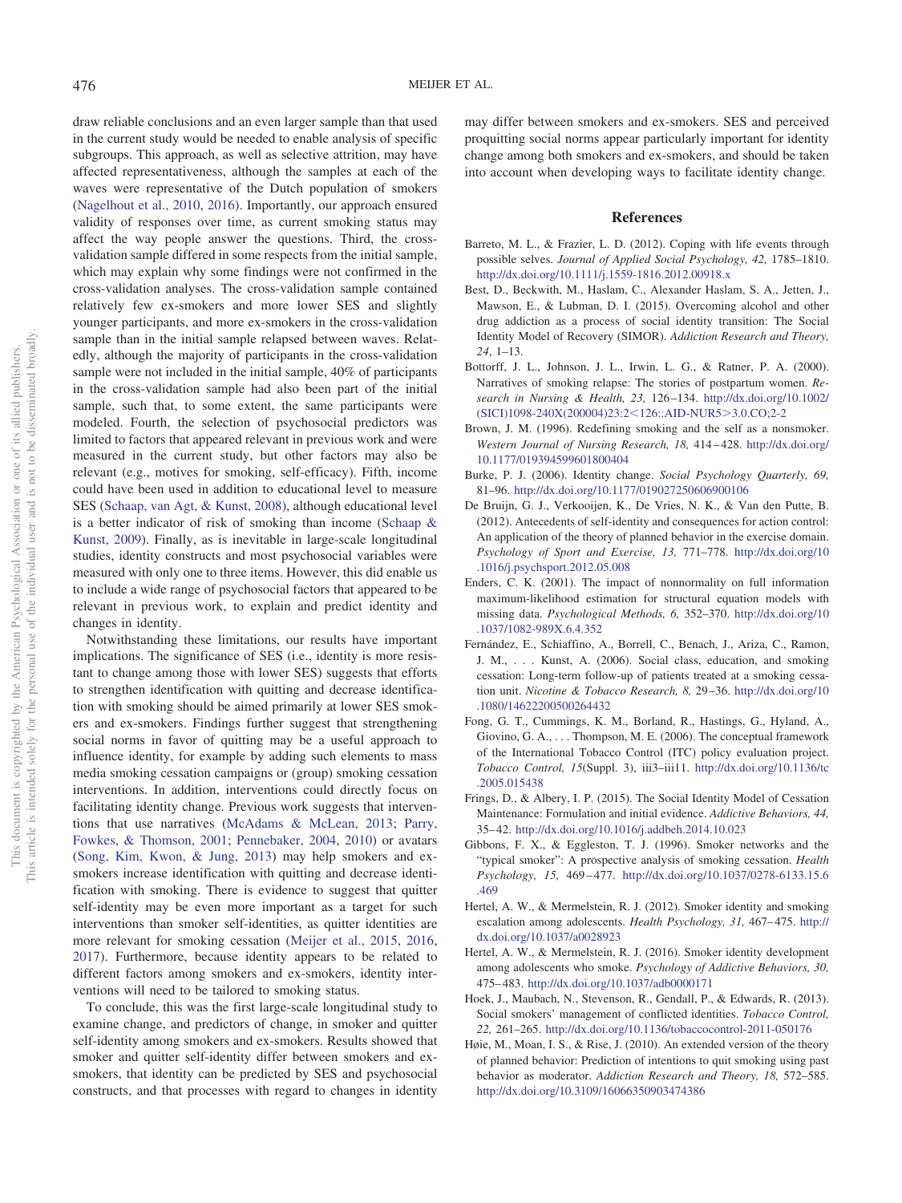draw reliable conclusions and an even larger sample than that used in the current study would be needed to enable analysis of specific subgroups. This approach, as well as selective attrition, may have affected representativeness, although the samples at each of the waves were representative of the Dutch population of smokers (Nagelhout et al., 2010, 2016). Importantly, our approach ensured validity of responses over time, as current smoking status may affect the way people answer the questions. Third, the cross-validation sample differed in some respects from the initial sample, which may explain why some findings were not confirmed in the cross-validation analyses. The cross-validation sample contained relatively few ex-smokers and more lower SES and slightly younger participants, and more ex-smokers in the cross-validation sample than in the initial sample relapsed between waves. Relatedly, although the majority of participants in the cross-validation sample were not included in the initial sample, 40% of participants in the cross-validation sample had also been part of the initial sample, such that, to some extent, the same participants were modeled. Fourth, the selection of psychosocial predictors was limited to factors that appeared relevant in previous work and were measured in the current study, but other factors may also be relevant (e.g., motives for smoking, self-efficacy). Fifth, income could have been used in addition to educational level to measure SES (Schaap, van Agt, & Kunst, 2008), although educational level is a better indicator of risk of smoking than income (Schaap & Kunst, 2009). Finally, as is inevitable in large-scale longitudinal studies, identity constructs and most psychosocial variables were measured with only one to three items. However, this did enable us to include a wide range of psychosocial factors that appeared to be relevant in previous work, to explain and predict identity and changes in identity.

Notwithstanding these limitations, our results have important implications. The significance of SES (i.e., identity is more resistant to change among those with lower SES) suggests that efforts to strengthen identification with quitting and decrease identification with smoking should be aimed primarily at lower SES smokers and ex-smokers. Findings further suggest that strengthening social norms in favor of quitting may be a useful approach to influence identity, for example by adding such elements to mass media smoking cessation campaigns or (group) smoking cessation interventions. In addition, interventions could directly focus on facilitating identity change. Previous work suggests that interventions that use narratives (McAdams & McLean, 2013; Parry, Fowkes, & Thomson, 2001; Pennebaker, 2004, 2010) or avatars (Song, Kim, Kwon, & Jung, 2013) may help smokers and ex-smokers increase identification with quitting and decrease identification with smoking. There is evidence to suggest that quitter self-identity may be even more important as a target for such interventions than smoker self-identities, as quitter identities are more relevant for smoking cessation (Meijer et al., 2015, 2016, 2017). Furthermore, because identity appears to be related to different factors among smokers and ex-smokers, identity interventions will need to be tailored to smoking status.

To conclude, this was the first large-scale longitudinal study to examine change, and predictors of change, in smoker and quitter self-identity among smokers and ex-smokers. Results showed that smoker and quitter self-identity differ between smokers and ex-smokers, that identity can be predicted by SES and psychosocial constructs, and that processes with regard to changes in identity may differ between smokers and ex-smokers. SES and perceived proquitting social norms appear particularly important for identity change among both smokers and ex-smokers, and should be taken into account when developing ways to facilitate identity change.

## References

Barreto, M. L., & Frazier, L. D. (2012). Coping with life events through possible selves. *Journal of Applied Social Psychology, 42,* 1785–1810. http://dx.doi.org/10.1111/j.1559-1816.2012.00918.x

Best, D., Beckwith, M., Haslam, C., Alexander Haslam, S. A., Jetten, J., Mawson, E., & Lubman, D. I. (2015). Overcoming alcohol and other drug addiction as a process of social identity transition: The Social Identity Model of Recovery (SIMOR). *Addiction Research and Theory, 24,* 1–13.

Bottorff, J. L., Johnson, J. L., Irwin, L. G., & Ratner, P. A. (2000). Narratives of smoking relapse: The stories of postpartum women. *Research in Nursing & Health, 23,* 126–134. http://dx.doi.org/10.1002/(SICI)1098-240X(200004)23:2<126::AID-NUR5>3.0.CO;2-2

Brown, J. M. (1996). Redefining smoking and the self as a nonsmoker. *Western Journal of Nursing Research, 18,* 414–428. http://dx.doi.org/10.1177/019394599601800404

Burke, P. J. (2006). Identity change. *Social Psychology Quarterly, 69,* 81–96. http://dx.doi.org/10.1177/019027250606900106

De Bruijn, G. J., Verkooijen, K., De Vries, N. K., & Van den Putte, B. (2012). Antecedents of self-identity and consequences for action control: An application of the theory of planned behavior in the exercise domain. *Psychology of Sport and Exercise, 13,* 771–778. http://dx.doi.org/10.1016/j.psychsport.2012.05.008

Enders, C. K. (2001). The impact of nonnormality on full information maximum-likelihood estimation for structural equation models with missing data. *Psychological Methods, 6,* 352–370. http://dx.doi.org/10.1037/1082-989X.6.4.352

Fernández, E., Schiaffino, A., Borrell, C., Benach, J., Ariza, C., Ramon, J. M., . . . Kunst, A. (2006). Social class, education, and smoking cessation: Long-term follow-up of patients treated at a smoking cessation unit. *Nicotine & Tobacco Research, 8,* 29–36. http://dx.doi.org/10.1080/14622200500264432

Fong, G. T., Cummings, K. M., Borland, R., Hastings, G., Hyland, A., Giovino, G. A., . . . Thompson, M. E. (2006). The conceptual framework of the International Tobacco Control (ITC) policy evaluation project. *Tobacco Control, 15*(Suppl. 3), iii3–iii11. http://dx.doi.org/10.1136/tc.2005.015438

Frings, D., & Albery, I. P. (2015). The Social Identity Model of Cessation Maintenance: Formulation and initial evidence. *Addictive Behaviors, 44,* 35–42. http://dx.doi.org/10.1016/j.addbeh.2014.10.023

Gibbons, F. X., & Eggleston, T. J. (1996). Smoker networks and the "typical smoker": A prospective analysis of smoking cessation. *Health Psychology, 15,* 469–477. http://dx.doi.org/10.1037/0278-6133.15.6.469

Hertel, A. W., & Mermelstein, R. J. (2012). Smoker identity and smoking escalation among adolescents. *Health Psychology, 31,* 467–475. http://dx.doi.org/10.1037/a0028923

Hertel, A. W., & Mermelstein, R. J. (2016). Smoker identity development among adolescents who smoke. *Psychology of Addictive Behaviors, 30,* 475–483. http://dx.doi.org/10.1037/adb0000171

Hoek, J., Maubach, N., Stevenson, R., Gendall, P., & Edwards, R. (2013). Social smokers' management of conflicted identities. *Tobacco Control, 22,* 261–265. http://dx.doi.org/10.1136/tobaccocontrol-2011-050176

Høie, M., Moan, I. S., & Rise, J. (2010). An extended version of the theory of planned behavior: Prediction of intentions to quit smoking using past behavior as moderator. *Addiction Research and Theory, 18,* 572–585. http://dx.doi.org/10.3109/16066350903474386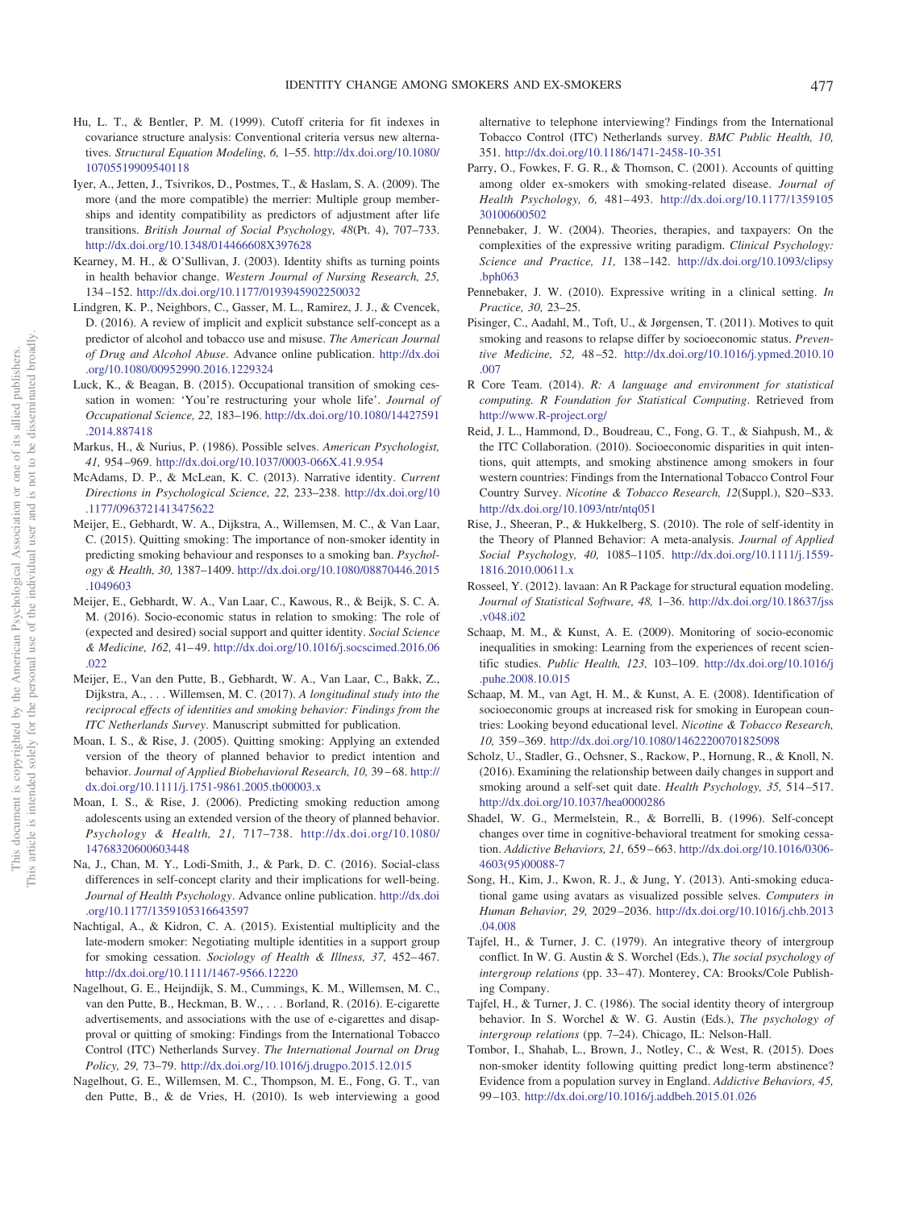Hu, L. T., & Bentler, P. M. (1999). Cutoff criteria for fit indexes in covariance structure analysis: Conventional criteria versus new alternatives. *Structural Equation Modeling, 6,* 1–55. http://dx.doi.org/10.1080/10705519909540118

Iyer, A., Jetten, J., Tsivrikos, D., Postmes, T., & Haslam, S. A. (2009). The more (and the more compatible) the merrier: Multiple group memberships and identity compatibility as predictors of adjustment after life transitions. *British Journal of Social Psychology, 48*(Pt. 4), 707–733. http://dx.doi.org/10.1348/014466608X397628

Kearney, M. H., & O'Sullivan, J. (2003). Identity shifts as turning points in health behavior change. *Western Journal of Nursing Research, 25,* 134–152. http://dx.doi.org/10.1177/0193945902250032

Lindgren, K. P., Neighbors, C., Gasser, M. L., Ramirez, J. J., & Cvencek, D. (2016). A review of implicit and explicit substance self-concept as a predictor of alcohol and tobacco use and misuse. *The American Journal of Drug and Alcohol Abuse*. Advance online publication. http://dx.doi.org/10.1080/00952990.2016.1229324

Luck, K., & Beagan, B. (2015). Occupational transition of smoking cessation in women: 'You're restructuring your whole life'. *Journal of Occupational Science, 22,* 183–196. http://dx.doi.org/10.1080/14427591.2014.887418

Markus, H., & Nurius, P. (1986). Possible selves. *American Psychologist, 41,* 954–969. http://dx.doi.org/10.1037/0003-066X.41.9.954

McAdams, D. P., & McLean, K. C. (2013). Narrative identity. *Current Directions in Psychological Science, 22,* 233–238. http://dx.doi.org/10.1177/0963721413475622

Meijer, E., Gebhardt, W. A., Dijkstra, A., Willemsen, M. C., & Van Laar, C. (2015). Quitting smoking: The importance of non-smoker identity in predicting smoking behaviour and responses to a smoking ban. *Psychology & Health, 30,* 1387–1409. http://dx.doi.org/10.1080/08870446.2015.1049603

Meijer, E., Gebhardt, W. A., Van Laar, C., Kawous, R., & Beijk, S. C. A. M. (2016). Socio-economic status in relation to smoking: The role of (expected and desired) social support and quitter identity. *Social Science & Medicine, 162,* 41–49. http://dx.doi.org/10.1016/j.socscimed.2016.06.022

Meijer, E., Van den Putte, B., Gebhardt, W. A., Van Laar, C., Bakk, Z., Dijkstra, A., . . . Willemsen, M. C. (2017). *A longitudinal study into the reciprocal effects of identities and smoking behavior: Findings from the ITC Netherlands Survey*. Manuscript submitted for publication.

Moan, I. S., & Rise, J. (2005). Quitting smoking: Applying an extended version of the theory of planned behavior to predict intention and behavior. *Journal of Applied Biobehavioral Research, 10,* 39–68. http://dx.doi.org/10.1111/j.1751-9861.2005.tb00003.x

Moan, I. S., & Rise, J. (2006). Predicting smoking reduction among adolescents using an extended version of the theory of planned behavior. *Psychology & Health, 21,* 717–738. http://dx.doi.org/10.1080/14768320600603448

Na, J., Chan, M. Y., Lodi-Smith, J., & Park, D. C. (2016). Social-class differences in self-concept clarity and their implications for well-being. *Journal of Health Psychology*. Advance online publication. http://dx.doi.org/10.1177/1359105316643597

Nachtigal, A., & Kidron, C. A. (2015). Existential multiplicity and the late-modern smoker: Negotiating multiple identities in a support group for smoking cessation. *Sociology of Health & Illness, 37,* 452–467. http://dx.doi.org/10.1111/1467-9566.12220

Nagelhout, G. E., Heijndijk, S. M., Cummings, K. M., Willemsen, M. C., van den Putte, B., Heckman, B. W., . . . Borland, R. (2016). E-cigarette advertisements, and associations with the use of e-cigarettes and disapproval or quitting of smoking: Findings from the International Tobacco Control (ITC) Netherlands Survey. *The International Journal on Drug Policy, 29,* 73–79. http://dx.doi.org/10.1016/j.drugpo.2015.12.015

Nagelhout, G. E., Willemsen, M. C., Thompson, M. E., Fong, G. T., van den Putte, B., & de Vries, H. (2010). Is web interviewing a good alternative to telephone interviewing? Findings from the International Tobacco Control (ITC) Netherlands survey. *BMC Public Health, 10,* 351. http://dx.doi.org/10.1186/1471-2458-10-351

Parry, O., Fowkes, F. G. R., & Thomson, C. (2001). Accounts of quitting among older ex-smokers with smoking-related disease. *Journal of Health Psychology, 6,* 481–493. http://dx.doi.org/10.1177/135910530100600502

Pennebaker, J. W. (2004). Theories, therapies, and taxpayers: On the complexities of the expressive writing paradigm. *Clinical Psychology: Science and Practice, 11,* 138–142. http://dx.doi.org/10.1093/clipsy.bph063

Pennebaker, J. W. (2010). Expressive writing in a clinical setting. *In Practice, 30,* 23–25.

Pisinger, C., Aadahl, M., Toft, U., & Jørgensen, T. (2011). Motives to quit smoking and reasons to relapse differ by socioeconomic status. *Preventive Medicine, 52,* 48–52. http://dx.doi.org/10.1016/j.ypmed.2010.10.007

R Core Team. (2014). *R: A language and environment for statistical computing. R Foundation for Statistical Computing*. Retrieved from http://www.R-project.org/

Reid, J. L., Hammond, D., Boudreau, C., Fong, G. T., & Siahpush, M., & the ITC Collaboration. (2010). Socioeconomic disparities in quit intentions, quit attempts, and smoking abstinence among smokers in four western countries: Findings from the International Tobacco Control Four Country Survey. *Nicotine & Tobacco Research, 12*(Suppl.), S20–S33. http://dx.doi.org/10.1093/ntr/ntq051

Rise, J., Sheeran, P., & Hukkelberg, S. (2010). The role of self-identity in the Theory of Planned Behavior: A meta-analysis. *Journal of Applied Social Psychology, 40,* 1085–1105. http://dx.doi.org/10.1111/j.1559-1816.2010.00611.x

Rosseel, Y. (2012). lavaan: An R Package for structural equation modeling. *Journal of Statistical Software, 48,* 1–36. http://dx.doi.org/10.18637/jss.v048.i02

Schaap, M. M., & Kunst, A. E. (2009). Monitoring of socio-economic inequalities in smoking: Learning from the experiences of recent scientific studies. *Public Health, 123,* 103–109. http://dx.doi.org/10.1016/j.puhe.2008.10.015

Schaap, M. M., van Agt, H. M., & Kunst, A. E. (2008). Identification of socioeconomic groups at increased risk for smoking in European countries: Looking beyond educational level. *Nicotine & Tobacco Research, 10,* 359–369. http://dx.doi.org/10.1080/14622200701825098

Scholz, U., Stadler, G., Ochsner, S., Rackow, P., Hornung, R., & Knoll, N. (2016). Examining the relationship between daily changes in support and smoking around a self-set quit date. *Health Psychology, 35,* 514–517. http://dx.doi.org/10.1037/hea0000286

Shadel, W. G., Mermelstein, R., & Borrelli, B. (1996). Self-concept changes over time in cognitive-behavioral treatment for smoking cessation. *Addictive Behaviors, 21,* 659–663. http://dx.doi.org/10.1016/0306-4603(95)00088-7

Song, H., Kim, J., Kwon, R. J., & Jung, Y. (2013). Anti-smoking educational game using avatars as visualized possible selves. *Computers in Human Behavior, 29,* 2029–2036. http://dx.doi.org/10.1016/j.chb.2013.04.008

Tajfel, H., & Turner, J. C. (1979). An integrative theory of intergroup conflict. In W. G. Austin & S. Worchel (Eds.), *The social psychology of intergroup relations* (pp. 33–47). Monterey, CA: Brooks/Cole Publishing Company.

Tajfel, H., & Turner, J. C. (1986). The social identity theory of intergroup behavior. In S. Worchel & W. G. Austin (Eds.), *The psychology of intergroup relations* (pp. 7–24). Chicago, IL: Nelson-Hall.

Tombor, I., Shahab, L., Brown, J., Notley, C., & West, R. (2015). Does non-smoker identity following quitting predict long-term abstinence? Evidence from a population survey in England. *Addictive Behaviors, 45,* 99–103. http://dx.doi.org/10.1016/j.addbeh.2015.01.026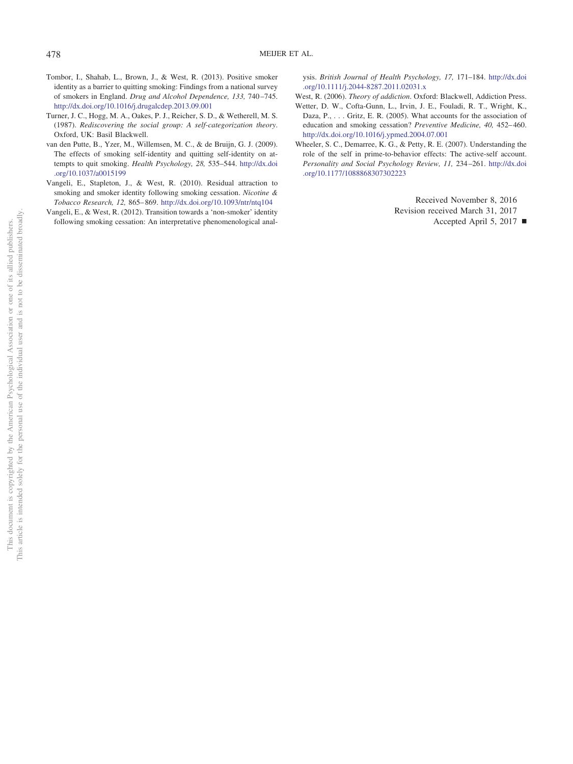Tombor, I., Shahab, L., Brown, J., & West, R. (2013). Positive smoker identity as a barrier to quitting smoking: Findings from a national survey of smokers in England. *Drug and Alcohol Dependence, 133,* 740–745. http://dx.doi.org/10.1016/j.drugalcdep.2013.09.001

Turner, J. C., Hogg, M. A., Oakes, P. J., Reicher, S. D., & Wetherell, M. S. (1987). *Rediscovering the social group: A self-categorization theory*. Oxford, UK: Basil Blackwell.

van den Putte, B., Yzer, M., Willemsen, M. C., & de Bruijn, G. J. (2009). The effects of smoking self-identity and quitting self-identity on attempts to quit smoking. *Health Psychology, 28,* 535–544. http://dx.doi.org/10.1037/a0015199

Vangeli, E., Stapleton, J., & West, R. (2010). Residual attraction to smoking and smoker identity following smoking cessation. *Nicotine & Tobacco Research, 12,* 865–869. http://dx.doi.org/10.1093/ntr/ntq104

Vangeli, E., & West, R. (2012). Transition towards a 'non-smoker' identity following smoking cessation: An interpretative phenomenological analysis. *British Journal of Health Psychology, 17,* 171–184. http://dx.doi.org/10.1111/j.2044-8287.2011.02031.x

West, R. (2006). *Theory of addiction*. Oxford: Blackwell, Addiction Press.

Wetter, D. W., Cofta-Gunn, L., Irvin, J. E., Fouladi, R. T., Wright, K., Daza, P., . . . Gritz, E. R. (2005). What accounts for the association of education and smoking cessation? *Preventive Medicine, 40,* 452–460. http://dx.doi.org/10.1016/j.ypmed.2004.07.001

Wheeler, S. C., Demarree, K. G., & Petty, R. E. (2007). Understanding the role of the self in prime-to-behavior effects: The active-self account. *Personality and Social Psychology Review, 11,* 234–261. http://dx.doi.org/10.1177/1088868307302223

Received November 8, 2016
Revision received March 31, 2017
Accepted April 5, 2017 ■